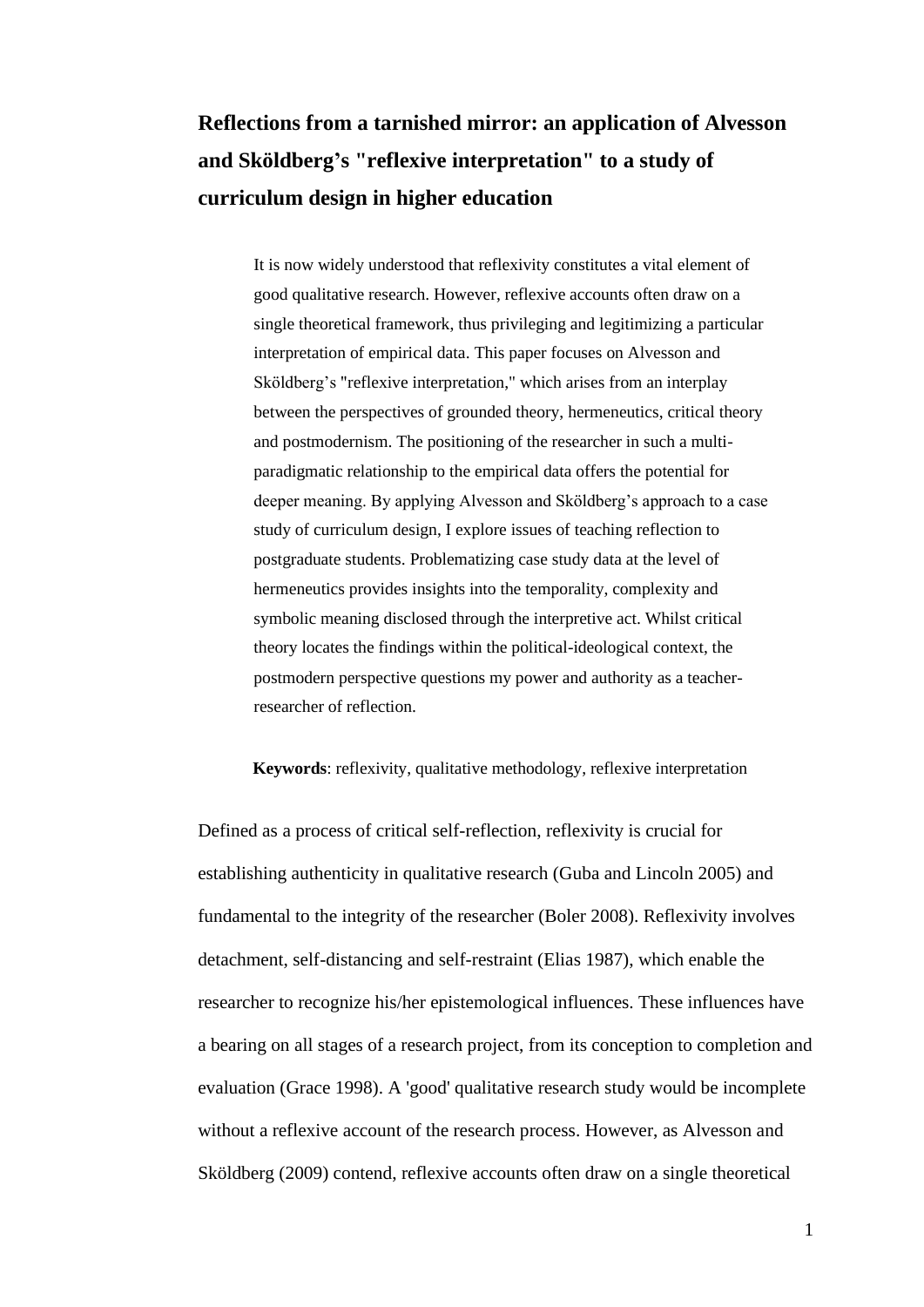# Reflections from a tarnished mirror: an application of Alvesson and Sköldberg's "reflexive interpretation" to a study of curriculum design in higher education

> It is now widely understood that reflexivity constitutes a vital element of good qualitative research. However, reflexive accounts often draw on a single theoretical framework, thus privileging and legitimizing a particular interpretation of empirical data. This paper focuses on Alvesson and Sköldberg's "reflexive interpretation," which arises from an interplay between the perspectives of grounded theory, hermeneutics, critical theory and postmodernism. The positioning of the researcher in such a multi-paradigmatic relationship to the empirical data offers the potential for deeper meaning. By applying Alvesson and Sköldberg's approach to a case study of curriculum design, I explore issues of teaching reflection to postgraduate students. Problematizing case study data at the level of hermeneutics provides insights into the temporality, complexity and symbolic meaning disclosed through the interpretive act. Whilst critical theory locates the findings within the political-ideological context, the postmodern perspective questions my power and authority as a teacher-researcher of reflection.
>
> **Keywords**: reflexivity, qualitative methodology, reflexive interpretation

Defined as a process of critical self-reflection, reflexivity is crucial for establishing authenticity in qualitative research (Guba and Lincoln 2005) and fundamental to the integrity of the researcher (Boler 2008). Reflexivity involves detachment, self-distancing and self-restraint (Elias 1987), which enable the researcher to recognize his/her epistemological influences. These influences have a bearing on all stages of a research project, from its conception to completion and evaluation (Grace 1998). A 'good' qualitative research study would be incomplete without a reflexive account of the research process. However, as Alvesson and Sköldberg (2009) contend, reflexive accounts often draw on a single theoretical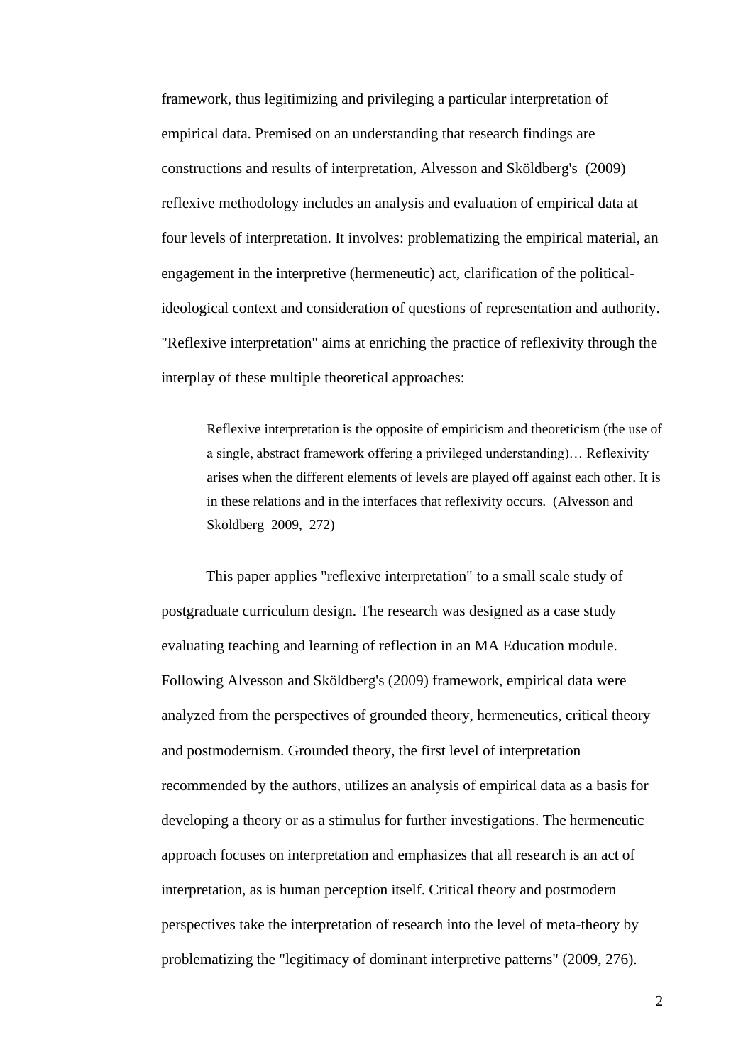framework, thus legitimizing and privileging a particular interpretation of empirical data. Premised on an understanding that research findings are constructions and results of interpretation, Alvesson and Sköldberg's (2009) reflexive methodology includes an analysis and evaluation of empirical data at four levels of interpretation. It involves: problematizing the empirical material, an engagement in the interpretive (hermeneutic) act, clarification of the political-ideological context and consideration of questions of representation and authority. "Reflexive interpretation" aims at enriching the practice of reflexivity through the interplay of these multiple theoretical approaches:

> Reflexive interpretation is the opposite of empiricism and theoreticism (the use of a single, abstract framework offering a privileged understanding)… Reflexivity arises when the different elements of levels are played off against each other. It is in these relations and in the interfaces that reflexivity occurs. (Alvesson and Sköldberg 2009, 272)

This paper applies "reflexive interpretation" to a small scale study of postgraduate curriculum design. The research was designed as a case study evaluating teaching and learning of reflection in an MA Education module. Following Alvesson and Sköldberg's (2009) framework, empirical data were analyzed from the perspectives of grounded theory, hermeneutics, critical theory and postmodernism. Grounded theory, the first level of interpretation recommended by the authors, utilizes an analysis of empirical data as a basis for developing a theory or as a stimulus for further investigations. The hermeneutic approach focuses on interpretation and emphasizes that all research is an act of interpretation, as is human perception itself. Critical theory and postmodern perspectives take the interpretation of research into the level of meta-theory by problematizing the "legitimacy of dominant interpretive patterns" (2009, 276).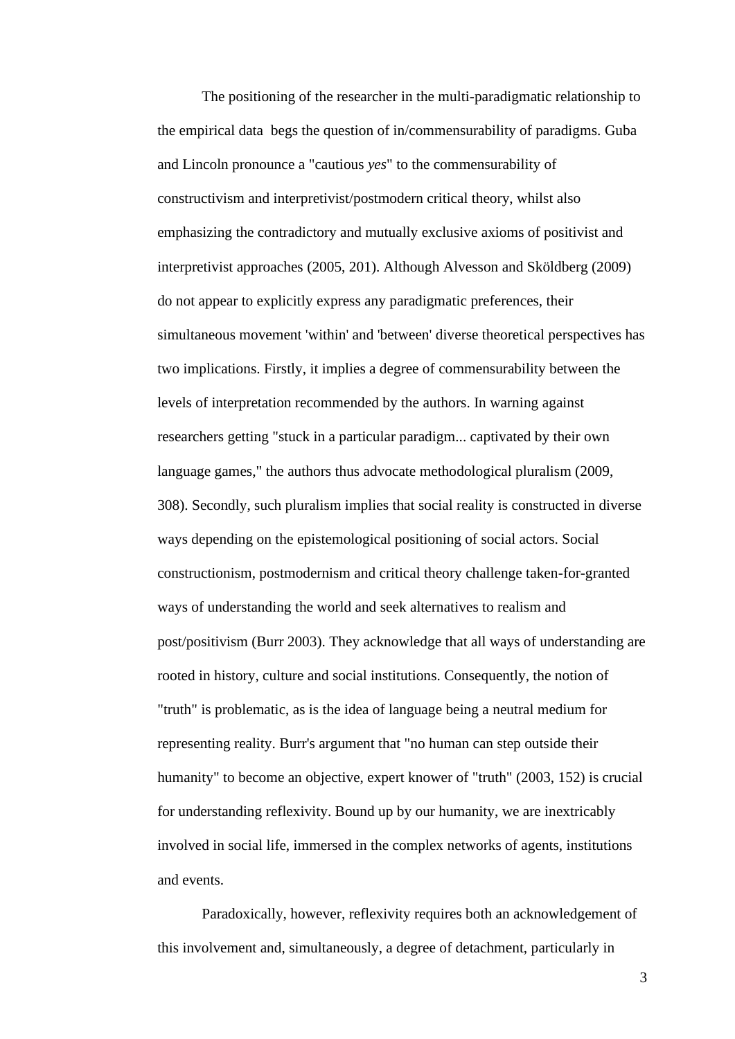The positioning of the researcher in the multi-paradigmatic relationship to the empirical data begs the question of in/commensurability of paradigms. Guba and Lincoln pronounce a "cautious *yes*" to the commensurability of constructivism and interpretivist/postmodern critical theory, whilst also emphasizing the contradictory and mutually exclusive axioms of positivist and interpretivist approaches (2005, 201). Although Alvesson and Sköldberg (2009) do not appear to explicitly express any paradigmatic preferences, their simultaneous movement 'within' and 'between' diverse theoretical perspectives has two implications. Firstly, it implies a degree of commensurability between the levels of interpretation recommended by the authors. In warning against researchers getting "stuck in a particular paradigm... captivated by their own language games," the authors thus advocate methodological pluralism (2009, 308). Secondly, such pluralism implies that social reality is constructed in diverse ways depending on the epistemological positioning of social actors. Social constructionism, postmodernism and critical theory challenge taken-for-granted ways of understanding the world and seek alternatives to realism and post/positivism (Burr 2003). They acknowledge that all ways of understanding are rooted in history, culture and social institutions. Consequently, the notion of "truth" is problematic, as is the idea of language being a neutral medium for representing reality. Burr's argument that "no human can step outside their humanity" to become an objective, expert knower of "truth" (2003, 152) is crucial for understanding reflexivity. Bound up by our humanity, we are inextricably involved in social life, immersed in the complex networks of agents, institutions and events.

Paradoxically, however, reflexivity requires both an acknowledgement of this involvement and, simultaneously, a degree of detachment, particularly in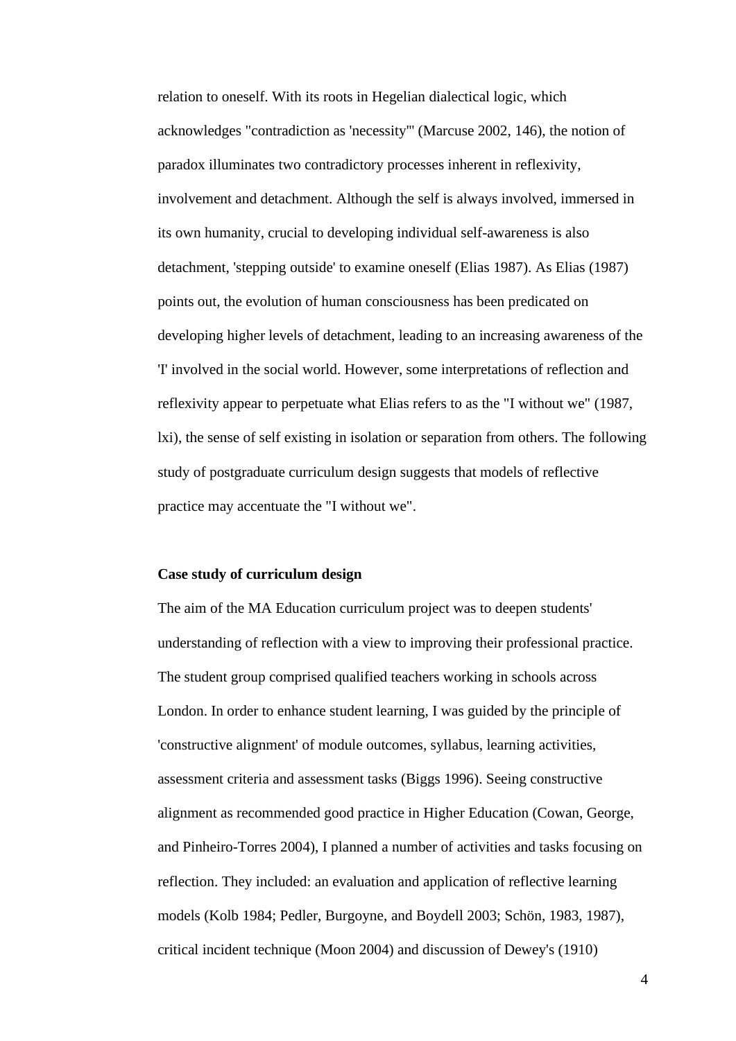relation to oneself. With its roots in Hegelian dialectical logic, which acknowledges "contradiction as 'necessity'" (Marcuse 2002, 146), the notion of paradox illuminates two contradictory processes inherent in reflexivity, involvement and detachment. Although the self is always involved, immersed in its own humanity, crucial to developing individual self-awareness is also detachment, 'stepping outside' to examine oneself (Elias 1987). As Elias (1987) points out, the evolution of human consciousness has been predicated on developing higher levels of detachment, leading to an increasing awareness of the 'I' involved in the social world. However, some interpretations of reflection and reflexivity appear to perpetuate what Elias refers to as the "I without we" (1987, lxi), the sense of self existing in isolation or separation from others. The following study of postgraduate curriculum design suggests that models of reflective practice may accentuate the "I without we".

**Case study of curriculum design**

The aim of the MA Education curriculum project was to deepen students' understanding of reflection with a view to improving their professional practice. The student group comprised qualified teachers working in schools across London. In order to enhance student learning, I was guided by the principle of 'constructive alignment' of module outcomes, syllabus, learning activities, assessment criteria and assessment tasks (Biggs 1996). Seeing constructive alignment as recommended good practice in Higher Education (Cowan, George, and Pinheiro-Torres 2004), I planned a number of activities and tasks focusing on reflection. They included: an evaluation and application of reflective learning models (Kolb 1984; Pedler, Burgoyne, and Boydell 2003; Schön, 1983, 1987), critical incident technique (Moon 2004) and discussion of Dewey's (1910)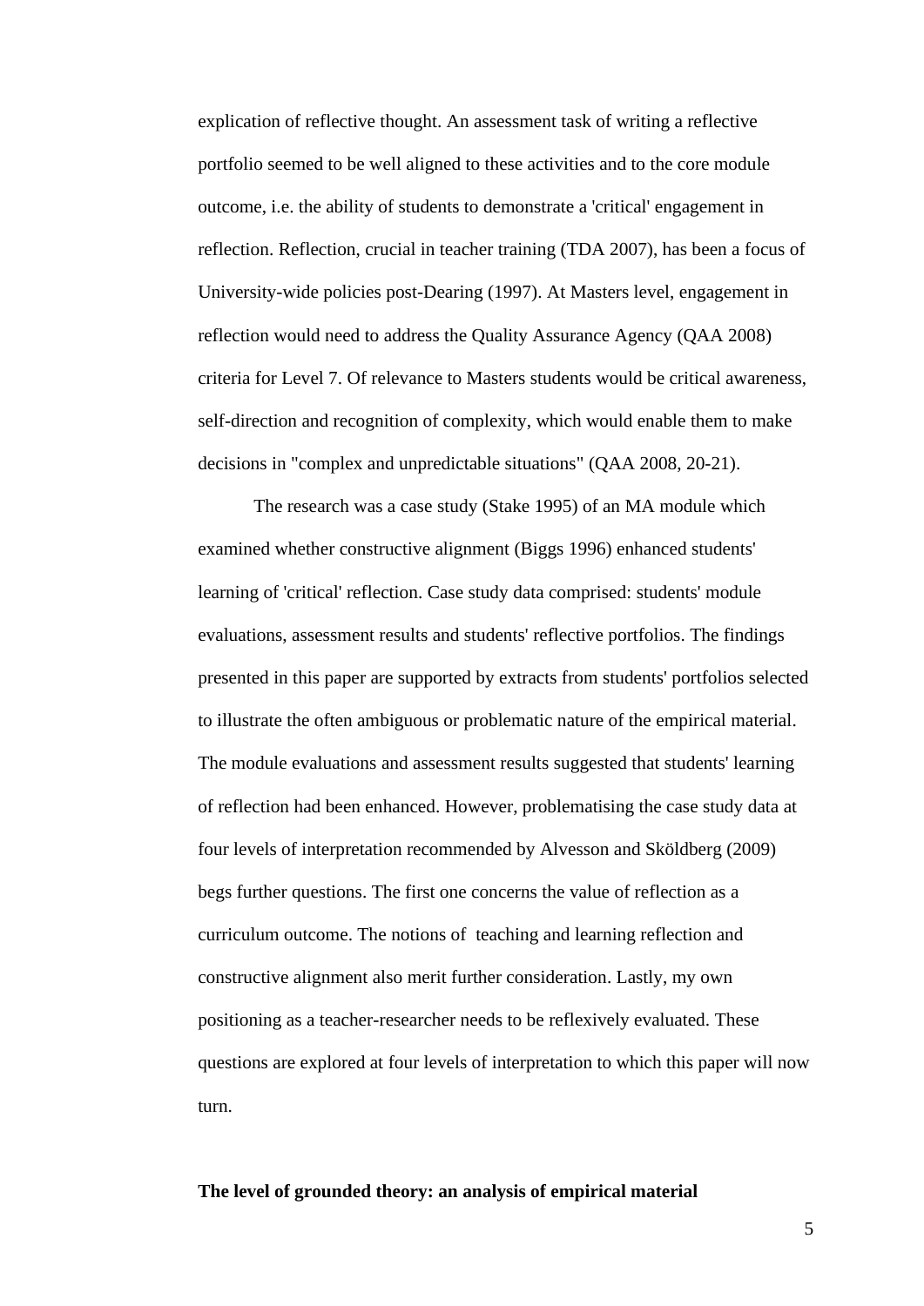explication of reflective thought. An assessment task of writing a reflective portfolio seemed to be well aligned to these activities and to the core module outcome, i.e. the ability of students to demonstrate a 'critical' engagement in reflection. Reflection, crucial in teacher training (TDA 2007), has been a focus of University-wide policies post-Dearing (1997). At Masters level, engagement in reflection would need to address the Quality Assurance Agency (QAA 2008) criteria for Level 7. Of relevance to Masters students would be critical awareness, self-direction and recognition of complexity, which would enable them to make decisions in "complex and unpredictable situations" (QAA 2008, 20-21).

The research was a case study (Stake 1995) of an MA module which examined whether constructive alignment (Biggs 1996) enhanced students' learning of 'critical' reflection. Case study data comprised: students' module evaluations, assessment results and students' reflective portfolios. The findings presented in this paper are supported by extracts from students' portfolios selected to illustrate the often ambiguous or problematic nature of the empirical material. The module evaluations and assessment results suggested that students' learning of reflection had been enhanced. However, problematising the case study data at four levels of interpretation recommended by Alvesson and Sköldberg (2009) begs further questions. The first one concerns the value of reflection as a curriculum outcome. The notions of teaching and learning reflection and constructive alignment also merit further consideration. Lastly, my own positioning as a teacher-researcher needs to be reflexively evaluated. These questions are explored at four levels of interpretation to which this paper will now turn.

**The level of grounded theory: an analysis of empirical material**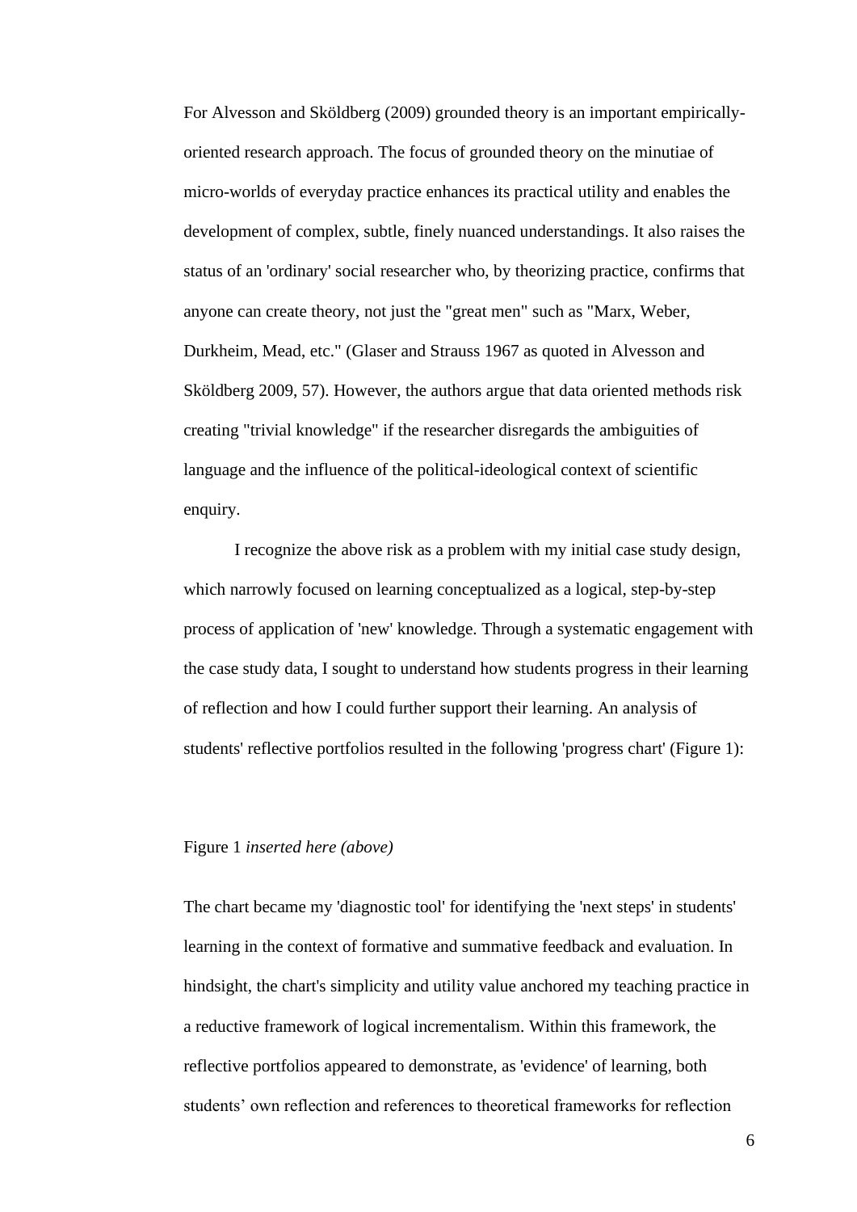For Alvesson and Sköldberg (2009) grounded theory is an important empirically-oriented research approach. The focus of grounded theory on the minutiae of micro-worlds of everyday practice enhances its practical utility and enables the development of complex, subtle, finely nuanced understandings. It also raises the status of an 'ordinary' social researcher who, by theorizing practice, confirms that anyone can create theory, not just the "great men" such as "Marx, Weber, Durkheim, Mead, etc." (Glaser and Strauss 1967 as quoted in Alvesson and Sköldberg 2009, 57). However, the authors argue that data oriented methods risk creating "trivial knowledge" if the researcher disregards the ambiguities of language and the influence of the political-ideological context of scientific enquiry.

I recognize the above risk as a problem with my initial case study design, which narrowly focused on learning conceptualized as a logical, step-by-step process of application of 'new' knowledge. Through a systematic engagement with the case study data, I sought to understand how students progress in their learning of reflection and how I could further support their learning. An analysis of students' reflective portfolios resulted in the following 'progress chart' (Figure 1):

Figure 1 *inserted here (above)*

The chart became my 'diagnostic tool' for identifying the 'next steps' in students' learning in the context of formative and summative feedback and evaluation. In hindsight, the chart's simplicity and utility value anchored my teaching practice in a reductive framework of logical incrementalism. Within this framework, the reflective portfolios appeared to demonstrate, as 'evidence' of learning, both students' own reflection and references to theoretical frameworks for reflection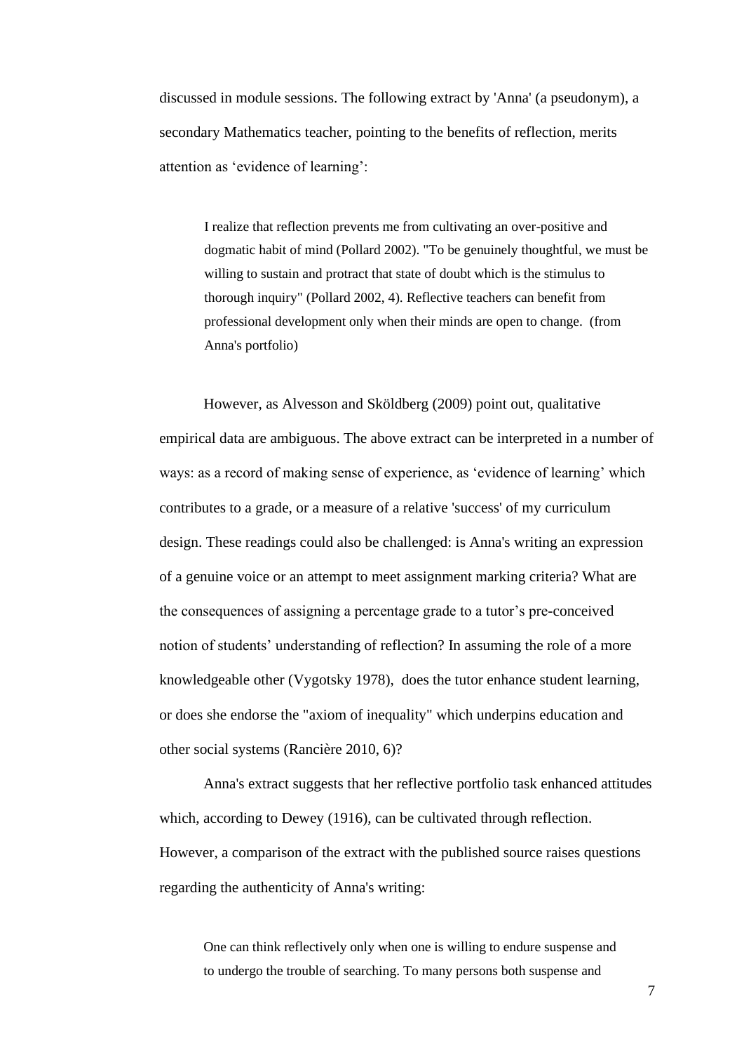discussed in module sessions. The following extract by 'Anna' (a pseudonym), a secondary Mathematics teacher, pointing to the benefits of reflection, merits attention as 'evidence of learning':

> I realize that reflection prevents me from cultivating an over-positive and dogmatic habit of mind (Pollard 2002). "To be genuinely thoughtful, we must be willing to sustain and protract that state of doubt which is the stimulus to thorough inquiry" (Pollard 2002, 4). Reflective teachers can benefit from professional development only when their minds are open to change. (from Anna's portfolio)

However, as Alvesson and Sköldberg (2009) point out, qualitative empirical data are ambiguous. The above extract can be interpreted in a number of ways: as a record of making sense of experience, as 'evidence of learning' which contributes to a grade, or a measure of a relative 'success' of my curriculum design. These readings could also be challenged: is Anna's writing an expression of a genuine voice or an attempt to meet assignment marking criteria? What are the consequences of assigning a percentage grade to a tutor's pre-conceived notion of students' understanding of reflection? In assuming the role of a more knowledgeable other (Vygotsky 1978), does the tutor enhance student learning, or does she endorse the "axiom of inequality" which underpins education and other social systems (Rancière 2010, 6)?

Anna's extract suggests that her reflective portfolio task enhanced attitudes which, according to Dewey (1916), can be cultivated through reflection. However, a comparison of the extract with the published source raises questions regarding the authenticity of Anna's writing:

> One can think reflectively only when one is willing to endure suspense and to undergo the trouble of searching. To many persons both suspense and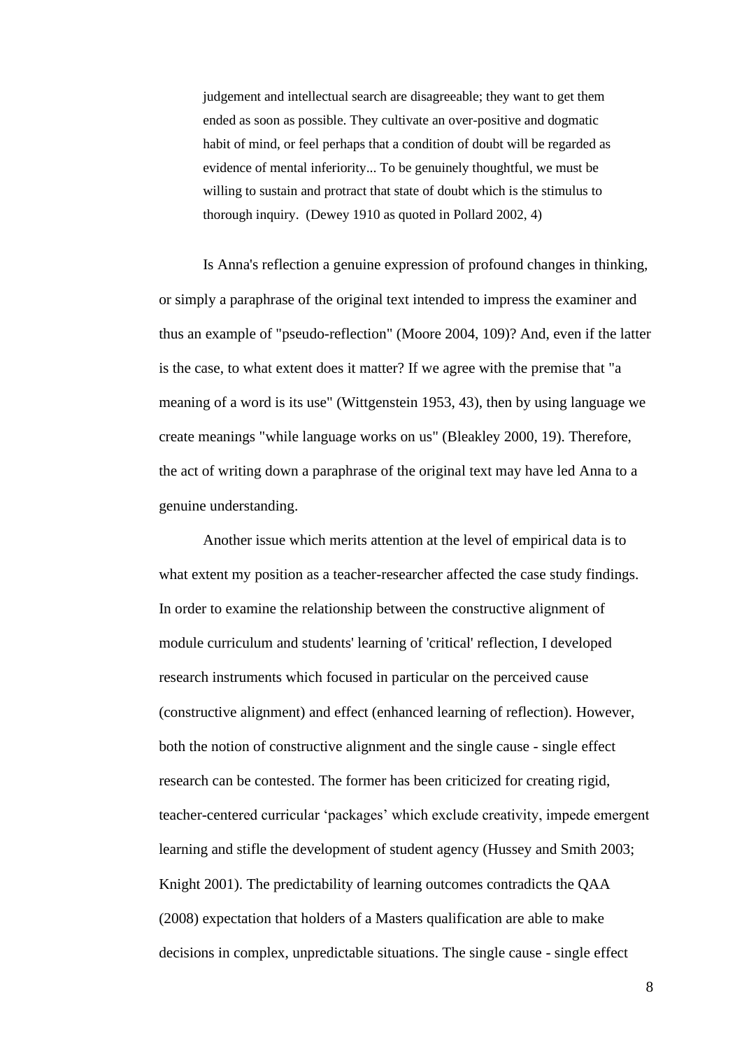> judgement and intellectual search are disagreeable; they want to get them ended as soon as possible. They cultivate an over-positive and dogmatic habit of mind, or feel perhaps that a condition of doubt will be regarded as evidence of mental inferiority... To be genuinely thoughtful, we must be willing to sustain and protract that state of doubt which is the stimulus to thorough inquiry. (Dewey 1910 as quoted in Pollard 2002, 4)

Is Anna's reflection a genuine expression of profound changes in thinking, or simply a paraphrase of the original text intended to impress the examiner and thus an example of "pseudo-reflection" (Moore 2004, 109)? And, even if the latter is the case, to what extent does it matter? If we agree with the premise that "a meaning of a word is its use" (Wittgenstein 1953, 43), then by using language we create meanings "while language works on us" (Bleakley 2000, 19). Therefore, the act of writing down a paraphrase of the original text may have led Anna to a genuine understanding.

Another issue which merits attention at the level of empirical data is to what extent my position as a teacher-researcher affected the case study findings. In order to examine the relationship between the constructive alignment of module curriculum and students' learning of 'critical' reflection, I developed research instruments which focused in particular on the perceived cause (constructive alignment) and effect (enhanced learning of reflection). However, both the notion of constructive alignment and the single cause - single effect research can be contested. The former has been criticized for creating rigid, teacher-centered curricular 'packages' which exclude creativity, impede emergent learning and stifle the development of student agency (Hussey and Smith 2003; Knight 2001). The predictability of learning outcomes contradicts the QAA (2008) expectation that holders of a Masters qualification are able to make decisions in complex, unpredictable situations. The single cause - single effect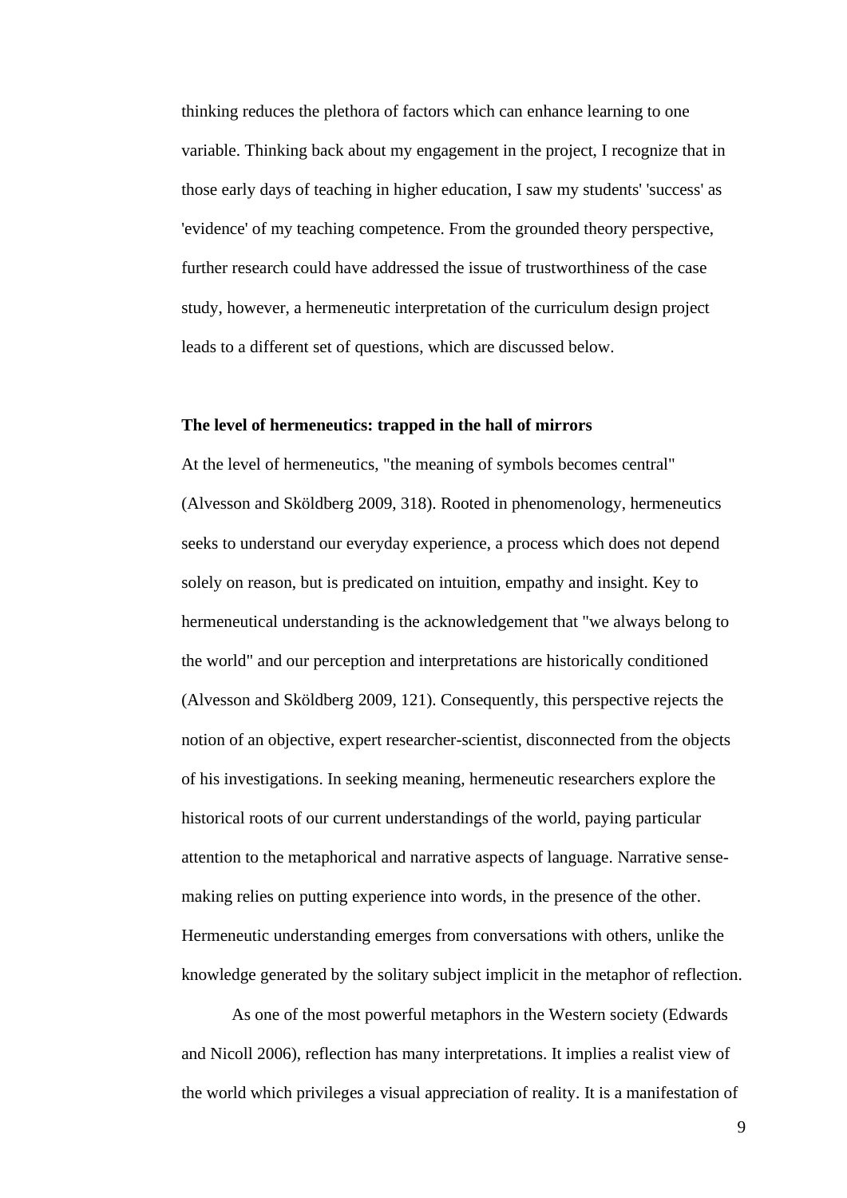thinking reduces the plethora of factors which can enhance learning to one variable. Thinking back about my engagement in the project, I recognize that in those early days of teaching in higher education, I saw my students' 'success' as 'evidence' of my teaching competence. From the grounded theory perspective, further research could have addressed the issue of trustworthiness of the case study, however, a hermeneutic interpretation of the curriculum design project leads to a different set of questions, which are discussed below.

**The level of hermeneutics: trapped in the hall of mirrors**

At the level of hermeneutics, "the meaning of symbols becomes central" (Alvesson and Sköldberg 2009, 318). Rooted in phenomenology, hermeneutics seeks to understand our everyday experience, a process which does not depend solely on reason, but is predicated on intuition, empathy and insight. Key to hermeneutical understanding is the acknowledgement that "we always belong to the world" and our perception and interpretations are historically conditioned (Alvesson and Sköldberg 2009, 121). Consequently, this perspective rejects the notion of an objective, expert researcher-scientist, disconnected from the objects of his investigations. In seeking meaning, hermeneutic researchers explore the historical roots of our current understandings of the world, paying particular attention to the metaphorical and narrative aspects of language. Narrative sense-making relies on putting experience into words, in the presence of the other. Hermeneutic understanding emerges from conversations with others, unlike the knowledge generated by the solitary subject implicit in the metaphor of reflection.

As one of the most powerful metaphors in the Western society (Edwards and Nicoll 2006), reflection has many interpretations. It implies a realist view of the world which privileges a visual appreciation of reality. It is a manifestation of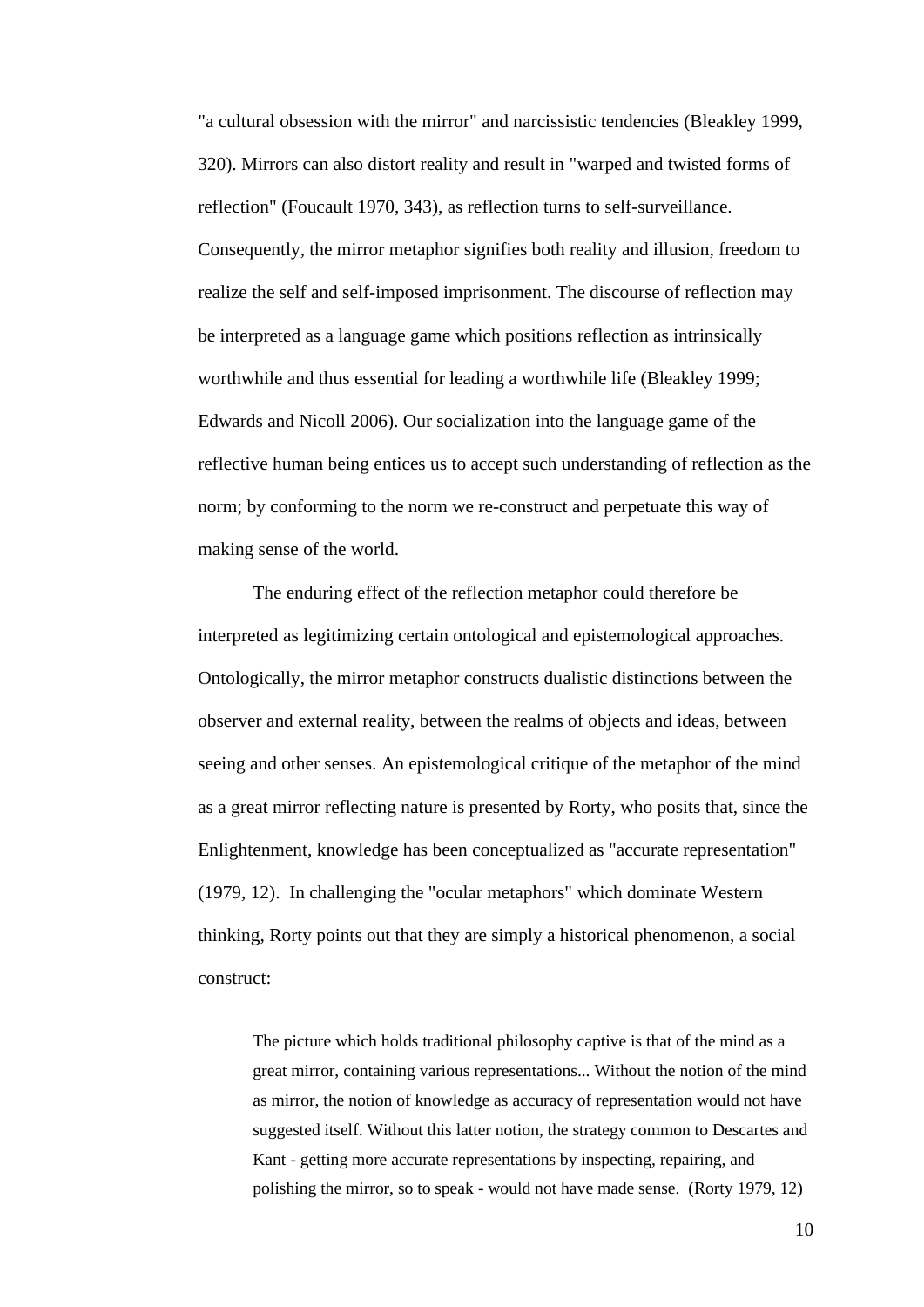"a cultural obsession with the mirror" and narcissistic tendencies (Bleakley 1999, 320). Mirrors can also distort reality and result in "warped and twisted forms of reflection" (Foucault 1970, 343), as reflection turns to self-surveillance. Consequently, the mirror metaphor signifies both reality and illusion, freedom to realize the self and self-imposed imprisonment. The discourse of reflection may be interpreted as a language game which positions reflection as intrinsically worthwhile and thus essential for leading a worthwhile life (Bleakley 1999; Edwards and Nicoll 2006). Our socialization into the language game of the reflective human being entices us to accept such understanding of reflection as the norm; by conforming to the norm we re-construct and perpetuate this way of making sense of the world.

The enduring effect of the reflection metaphor could therefore be interpreted as legitimizing certain ontological and epistemological approaches. Ontologically, the mirror metaphor constructs dualistic distinctions between the observer and external reality, between the realms of objects and ideas, between seeing and other senses. An epistemological critique of the metaphor of the mind as a great mirror reflecting nature is presented by Rorty, who posits that, since the Enlightenment, knowledge has been conceptualized as "accurate representation" (1979, 12). In challenging the "ocular metaphors" which dominate Western thinking, Rorty points out that they are simply a historical phenomenon, a social construct:

> The picture which holds traditional philosophy captive is that of the mind as a great mirror, containing various representations... Without the notion of the mind as mirror, the notion of knowledge as accuracy of representation would not have suggested itself. Without this latter notion, the strategy common to Descartes and Kant - getting more accurate representations by inspecting, repairing, and polishing the mirror, so to speak - would not have made sense. (Rorty 1979, 12)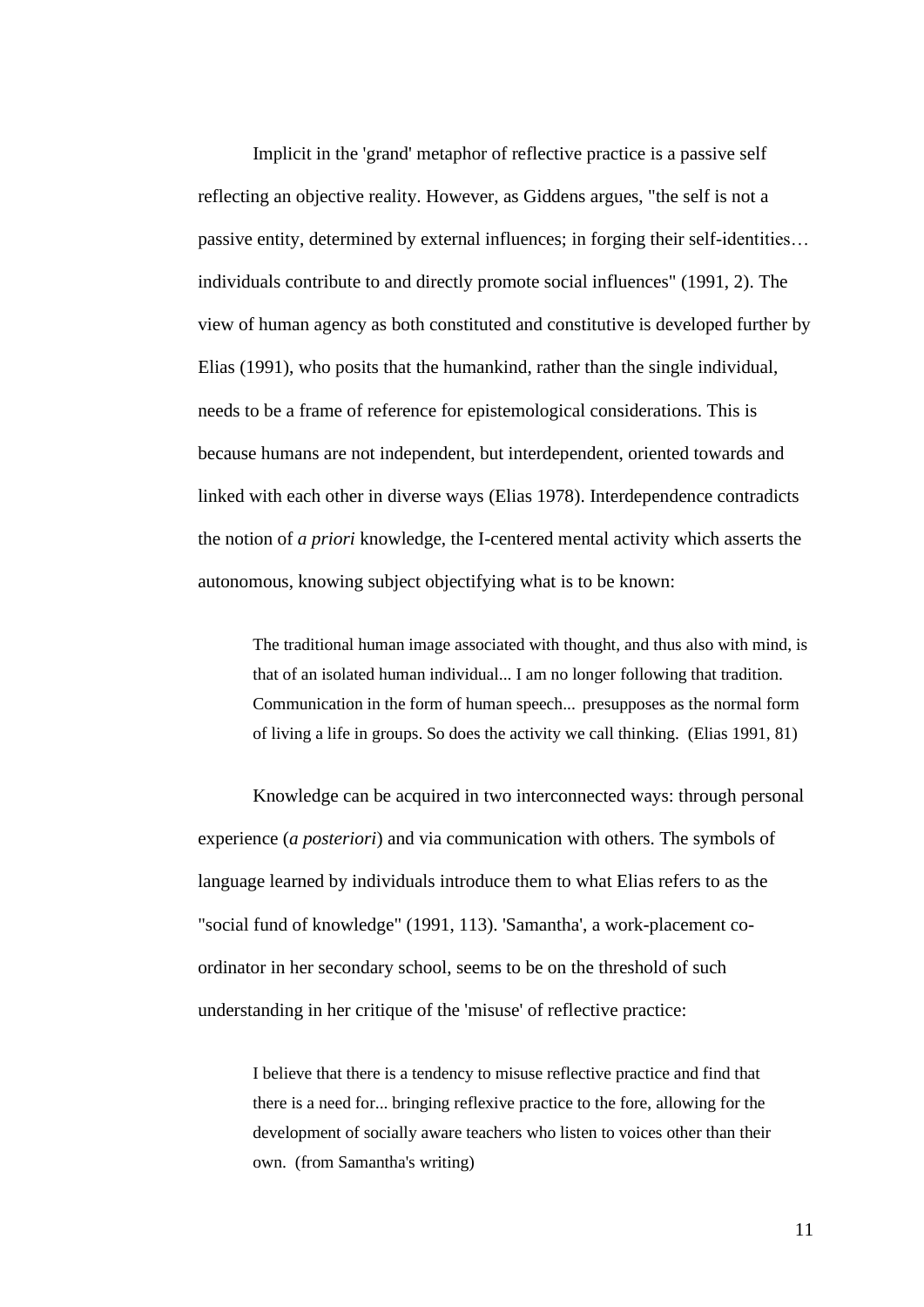Implicit in the 'grand' metaphor of reflective practice is a passive self reflecting an objective reality. However, as Giddens argues, "the self is not a passive entity, determined by external influences; in forging their self-identities… individuals contribute to and directly promote social influences" (1991, 2). The view of human agency as both constituted and constitutive is developed further by Elias (1991), who posits that the humankind, rather than the single individual, needs to be a frame of reference for epistemological considerations. This is because humans are not independent, but interdependent, oriented towards and linked with each other in diverse ways (Elias 1978). Interdependence contradicts the notion of *a priori* knowledge, the I-centered mental activity which asserts the autonomous, knowing subject objectifying what is to be known:

> The traditional human image associated with thought, and thus also with mind, is that of an isolated human individual... I am no longer following that tradition. Communication in the form of human speech... presupposes as the normal form of living a life in groups. So does the activity we call thinking. (Elias 1991, 81)

Knowledge can be acquired in two interconnected ways: through personal experience (*a posteriori*) and via communication with others. The symbols of language learned by individuals introduce them to what Elias refers to as the "social fund of knowledge" (1991, 113). 'Samantha', a work-placement co-ordinator in her secondary school, seems to be on the threshold of such understanding in her critique of the 'misuse' of reflective practice:

> I believe that there is a tendency to misuse reflective practice and find that there is a need for... bringing reflexive practice to the fore, allowing for the development of socially aware teachers who listen to voices other than their own. (from Samantha's writing)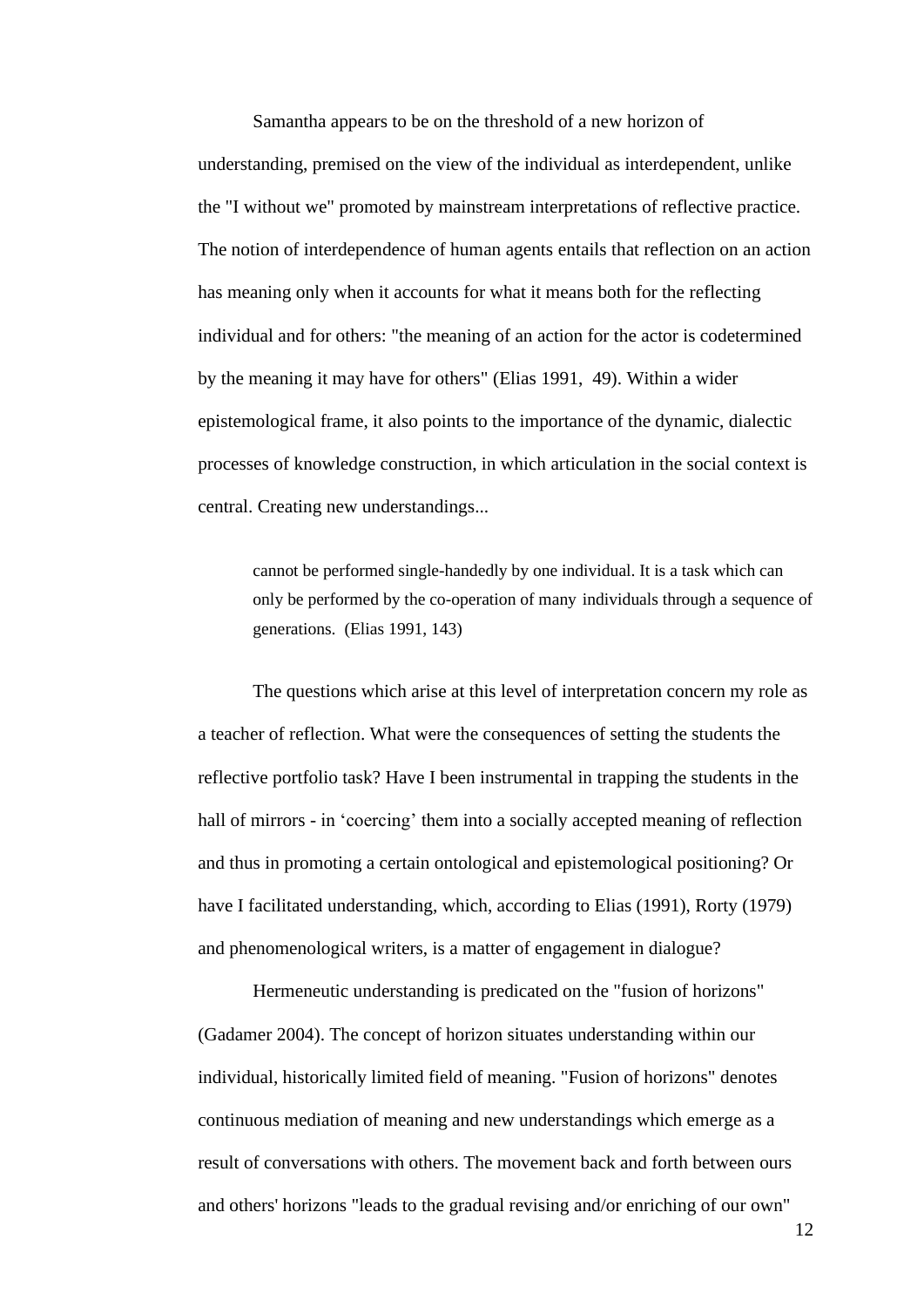Samantha appears to be on the threshold of a new horizon of understanding, premised on the view of the individual as interdependent, unlike the "I without we" promoted by mainstream interpretations of reflective practice. The notion of interdependence of human agents entails that reflection on an action has meaning only when it accounts for what it means both for the reflecting individual and for others: "the meaning of an action for the actor is codetermined by the meaning it may have for others" (Elias 1991, 49). Within a wider epistemological frame, it also points to the importance of the dynamic, dialectic processes of knowledge construction, in which articulation in the social context is central. Creating new understandings...

> cannot be performed single-handedly by one individual. It is a task which can only be performed by the co-operation of many individuals through a sequence of generations. (Elias 1991, 143)

The questions which arise at this level of interpretation concern my role as a teacher of reflection. What were the consequences of setting the students the reflective portfolio task? Have I been instrumental in trapping the students in the hall of mirrors - in 'coercing' them into a socially accepted meaning of reflection and thus in promoting a certain ontological and epistemological positioning? Or have I facilitated understanding, which, according to Elias (1991), Rorty (1979) and phenomenological writers, is a matter of engagement in dialogue?

Hermeneutic understanding is predicated on the "fusion of horizons" (Gadamer 2004). The concept of horizon situates understanding within our individual, historically limited field of meaning. "Fusion of horizons" denotes continuous mediation of meaning and new understandings which emerge as a result of conversations with others. The movement back and forth between ours and others' horizons "leads to the gradual revising and/or enriching of our own"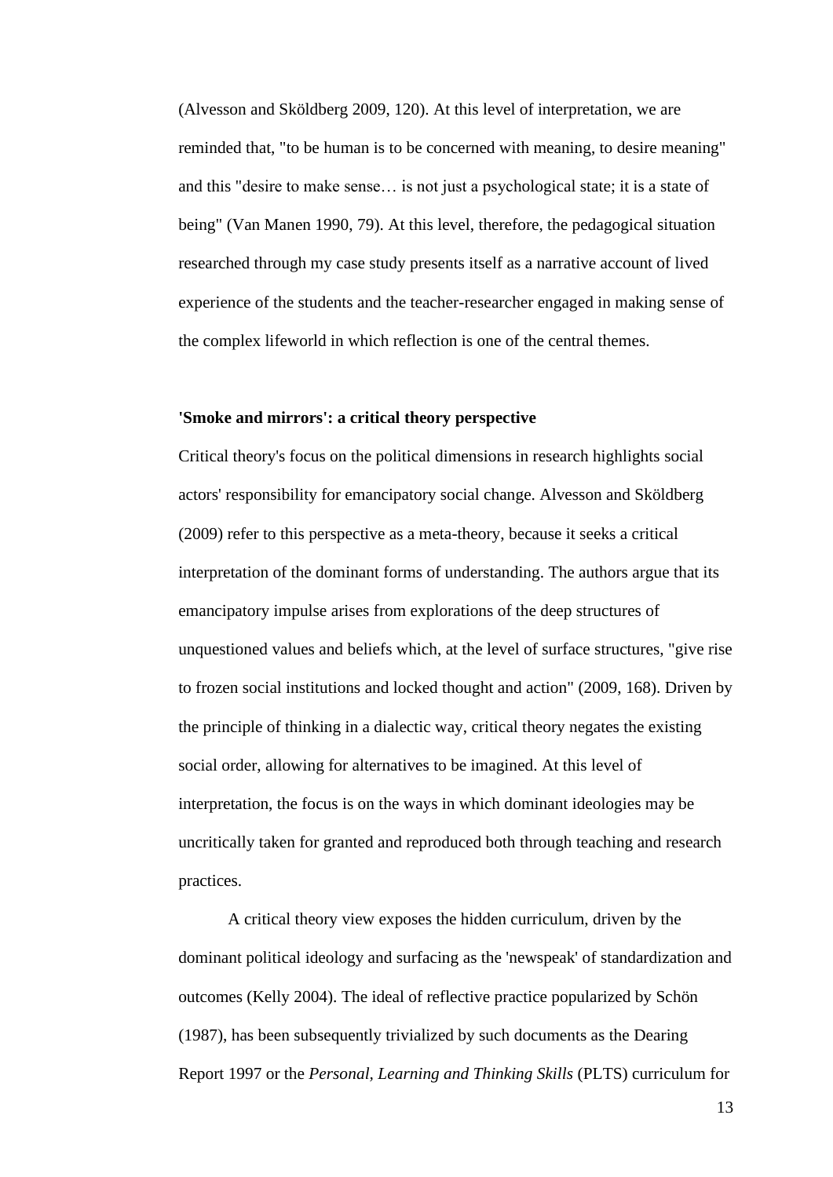(Alvesson and Sköldberg 2009, 120). At this level of interpretation, we are reminded that, "to be human is to be concerned with meaning, to desire meaning" and this "desire to make sense… is not just a psychological state; it is a state of being" (Van Manen 1990, 79). At this level, therefore, the pedagogical situation researched through my case study presents itself as a narrative account of lived experience of the students and the teacher-researcher engaged in making sense of the complex lifeworld in which reflection is one of the central themes.

**'Smoke and mirrors': a critical theory perspective**

Critical theory's focus on the political dimensions in research highlights social actors' responsibility for emancipatory social change. Alvesson and Sköldberg (2009) refer to this perspective as a meta-theory, because it seeks a critical interpretation of the dominant forms of understanding. The authors argue that its emancipatory impulse arises from explorations of the deep structures of unquestioned values and beliefs which, at the level of surface structures, "give rise to frozen social institutions and locked thought and action" (2009, 168). Driven by the principle of thinking in a dialectic way, critical theory negates the existing social order, allowing for alternatives to be imagined. At this level of interpretation, the focus is on the ways in which dominant ideologies may be uncritically taken for granted and reproduced both through teaching and research practices.

A critical theory view exposes the hidden curriculum, driven by the dominant political ideology and surfacing as the 'newspeak' of standardization and outcomes (Kelly 2004). The ideal of reflective practice popularized by Schön (1987), has been subsequently trivialized by such documents as the Dearing Report 1997 or the *Personal, Learning and Thinking Skills* (PLTS) curriculum for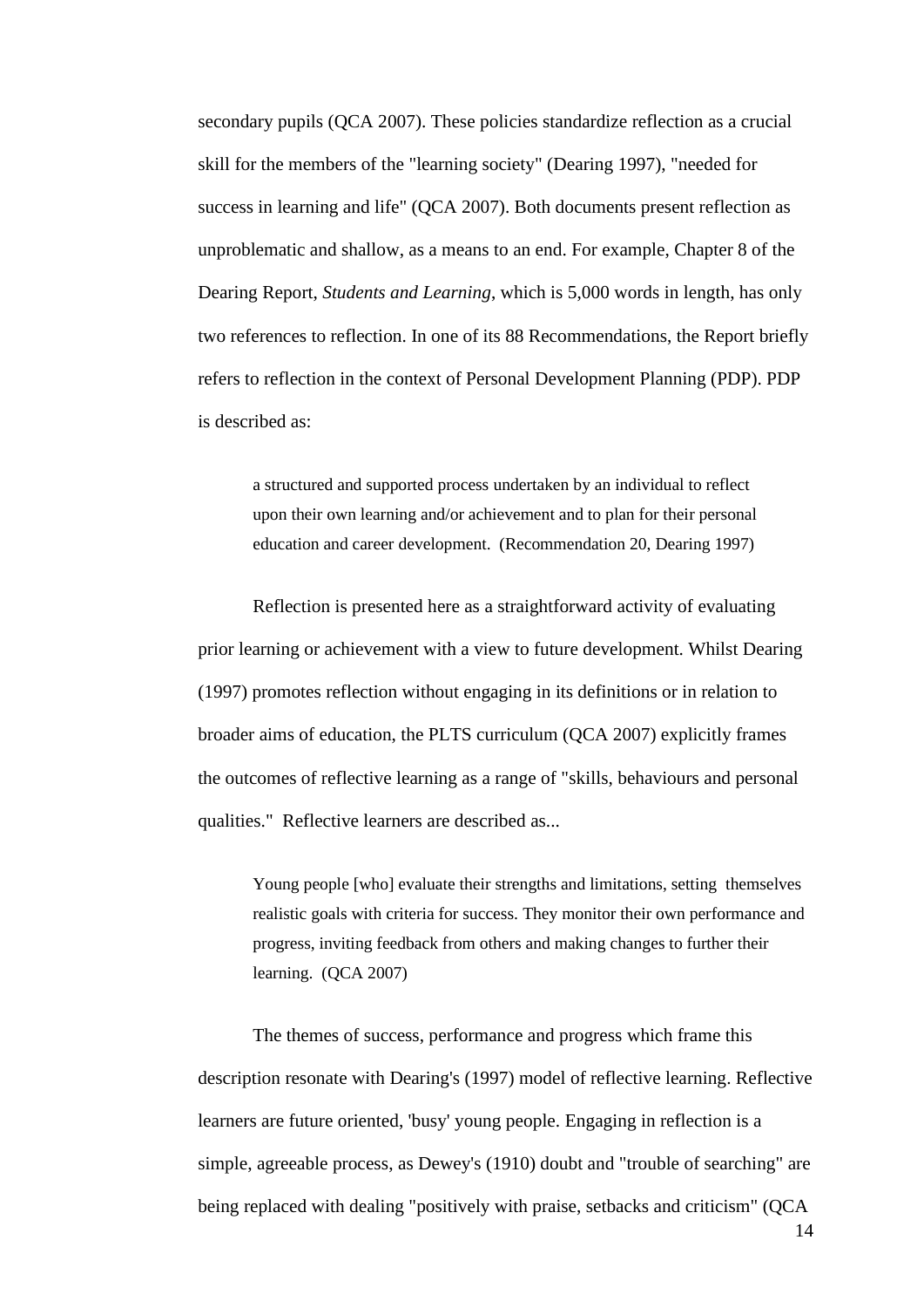secondary pupils (QCA 2007). These policies standardize reflection as a crucial skill for the members of the "learning society" (Dearing 1997), "needed for success in learning and life" (QCA 2007). Both documents present reflection as unproblematic and shallow, as a means to an end. For example, Chapter 8 of the Dearing Report, *Students and Learning*, which is 5,000 words in length, has only two references to reflection. In one of its 88 Recommendations, the Report briefly refers to reflection in the context of Personal Development Planning (PDP). PDP is described as:

> a structured and supported process undertaken by an individual to reflect upon their own learning and/or achievement and to plan for their personal education and career development. (Recommendation 20, Dearing 1997)

Reflection is presented here as a straightforward activity of evaluating prior learning or achievement with a view to future development. Whilst Dearing (1997) promotes reflection without engaging in its definitions or in relation to broader aims of education, the PLTS curriculum (QCA 2007) explicitly frames the outcomes of reflective learning as a range of "skills, behaviours and personal qualities." Reflective learners are described as...

> Young people [who] evaluate their strengths and limitations, setting themselves realistic goals with criteria for success. They monitor their own performance and progress, inviting feedback from others and making changes to further their learning. (QCA 2007)

The themes of success, performance and progress which frame this description resonate with Dearing's (1997) model of reflective learning. Reflective learners are future oriented, 'busy' young people. Engaging in reflection is a simple, agreeable process, as Dewey's (1910) doubt and "trouble of searching" are being replaced with dealing "positively with praise, setbacks and criticism" (QCA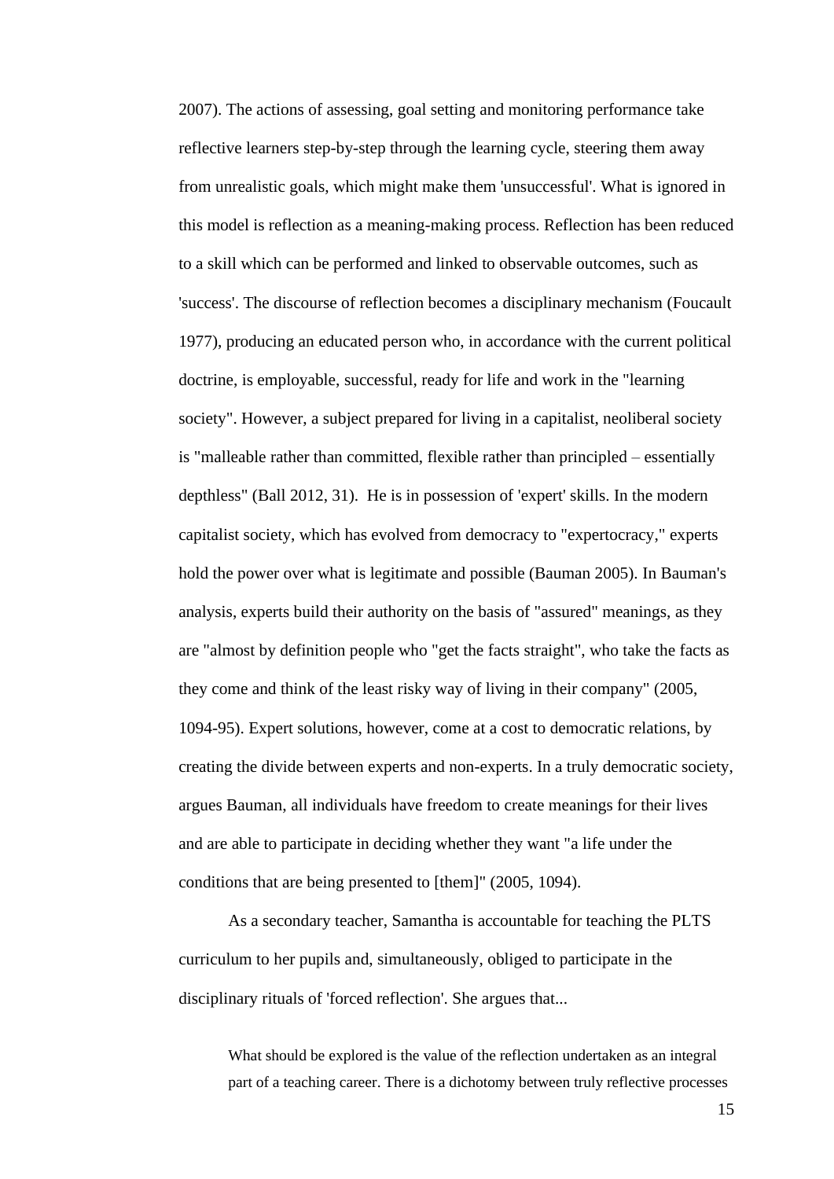2007). The actions of assessing, goal setting and monitoring performance take reflective learners step-by-step through the learning cycle, steering them away from unrealistic goals, which might make them 'unsuccessful'. What is ignored in this model is reflection as a meaning-making process. Reflection has been reduced to a skill which can be performed and linked to observable outcomes, such as 'success'. The discourse of reflection becomes a disciplinary mechanism (Foucault 1977), producing an educated person who, in accordance with the current political doctrine, is employable, successful, ready for life and work in the "learning society". However, a subject prepared for living in a capitalist, neoliberal society is "malleable rather than committed, flexible rather than principled – essentially depthless" (Ball 2012, 31). He is in possession of 'expert' skills. In the modern capitalist society, which has evolved from democracy to "expertocracy," experts hold the power over what is legitimate and possible (Bauman 2005). In Bauman's analysis, experts build their authority on the basis of "assured" meanings, as they are "almost by definition people who "get the facts straight", who take the facts as they come and think of the least risky way of living in their company" (2005, 1094-95). Expert solutions, however, come at a cost to democratic relations, by creating the divide between experts and non-experts. In a truly democratic society, argues Bauman, all individuals have freedom to create meanings for their lives and are able to participate in deciding whether they want "a life under the conditions that are being presented to [them]" (2005, 1094).

As a secondary teacher, Samantha is accountable for teaching the PLTS curriculum to her pupils and, simultaneously, obliged to participate in the disciplinary rituals of 'forced reflection'. She argues that...

> What should be explored is the value of the reflection undertaken as an integral part of a teaching career. There is a dichotomy between truly reflective processes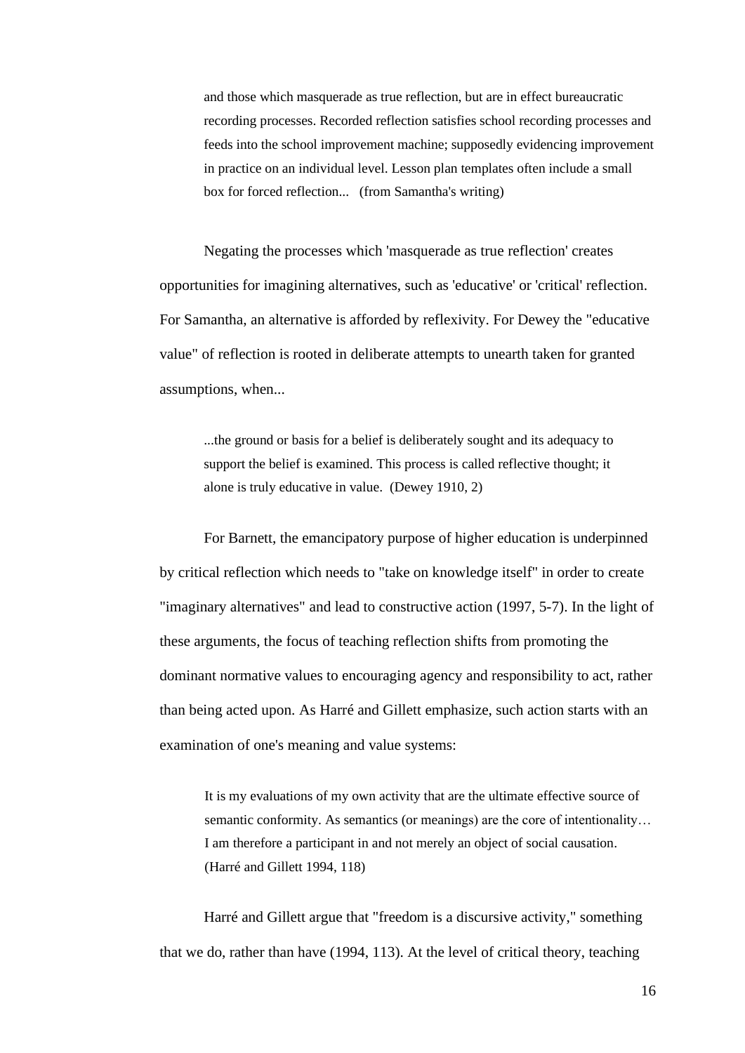> and those which masquerade as true reflection, but are in effect bureaucratic recording processes. Recorded reflection satisfies school recording processes and feeds into the school improvement machine; supposedly evidencing improvement in practice on an individual level. Lesson plan templates often include a small box for forced reflection... (from Samantha's writing)

Negating the processes which 'masquerade as true reflection' creates opportunities for imagining alternatives, such as 'educative' or 'critical' reflection. For Samantha, an alternative is afforded by reflexivity. For Dewey the "educative value" of reflection is rooted in deliberate attempts to unearth taken for granted assumptions, when...

> ...the ground or basis for a belief is deliberately sought and its adequacy to support the belief is examined. This process is called reflective thought; it alone is truly educative in value. (Dewey 1910, 2)

For Barnett, the emancipatory purpose of higher education is underpinned by critical reflection which needs to "take on knowledge itself" in order to create "imaginary alternatives" and lead to constructive action (1997, 5-7). In the light of these arguments, the focus of teaching reflection shifts from promoting the dominant normative values to encouraging agency and responsibility to act, rather than being acted upon. As Harré and Gillett emphasize, such action starts with an examination of one's meaning and value systems:

> It is my evaluations of my own activity that are the ultimate effective source of semantic conformity. As semantics (or meanings) are the core of intentionality… I am therefore a participant in and not merely an object of social causation. (Harré and Gillett 1994, 118)

Harré and Gillett argue that "freedom is a discursive activity," something that we do, rather than have (1994, 113). At the level of critical theory, teaching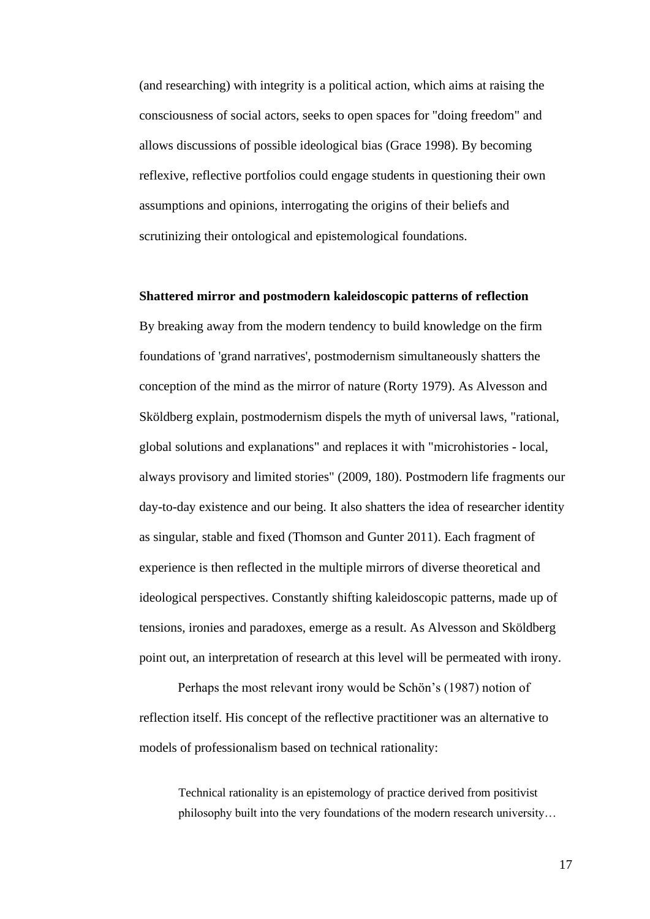(and researching) with integrity is a political action, which aims at raising the consciousness of social actors, seeks to open spaces for "doing freedom" and allows discussions of possible ideological bias (Grace 1998). By becoming reflexive, reflective portfolios could engage students in questioning their own assumptions and opinions, interrogating the origins of their beliefs and scrutinizing their ontological and epistemological foundations.

**Shattered mirror and postmodern kaleidoscopic patterns of reflection**

By breaking away from the modern tendency to build knowledge on the firm foundations of 'grand narratives', postmodernism simultaneously shatters the conception of the mind as the mirror of nature (Rorty 1979). As Alvesson and Sköldberg explain, postmodernism dispels the myth of universal laws, "rational, global solutions and explanations" and replaces it with "microhistories - local, always provisory and limited stories" (2009, 180). Postmodern life fragments our day-to-day existence and our being. It also shatters the idea of researcher identity as singular, stable and fixed (Thomson and Gunter 2011). Each fragment of experience is then reflected in the multiple mirrors of diverse theoretical and ideological perspectives. Constantly shifting kaleidoscopic patterns, made up of tensions, ironies and paradoxes, emerge as a result. As Alvesson and Sköldberg point out, an interpretation of research at this level will be permeated with irony.

Perhaps the most relevant irony would be Schön's (1987) notion of reflection itself. His concept of the reflective practitioner was an alternative to models of professionalism based on technical rationality:

> Technical rationality is an epistemology of practice derived from positivist philosophy built into the very foundations of the modern research university…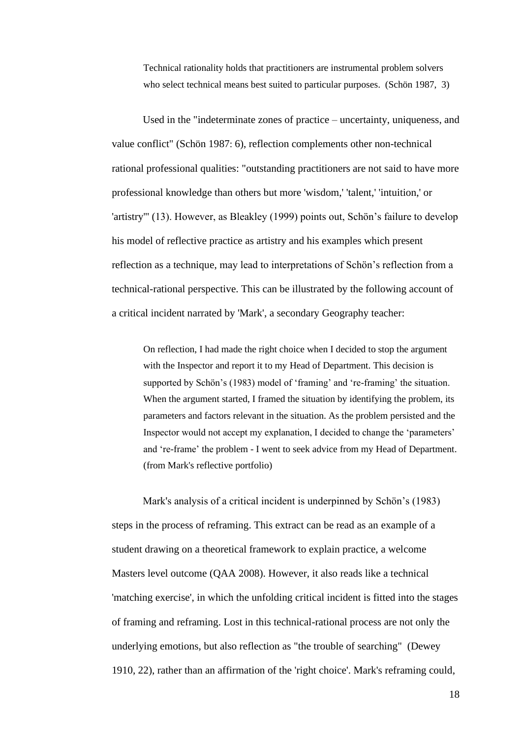> Technical rationality holds that practitioners are instrumental problem solvers who select technical means best suited to particular purposes. (Schön 1987, 3)

Used in the "indeterminate zones of practice – uncertainty, uniqueness, and value conflict" (Schön 1987: 6), reflection complements other non-technical rational professional qualities: "outstanding practitioners are not said to have more professional knowledge than others but more 'wisdom,' 'talent,' 'intuition,' or 'artistry'" (13). However, as Bleakley (1999) points out, Schön's failure to develop his model of reflective practice as artistry and his examples which present reflection as a technique, may lead to interpretations of Schön's reflection from a technical-rational perspective. This can be illustrated by the following account of a critical incident narrated by 'Mark', a secondary Geography teacher:

> On reflection, I had made the right choice when I decided to stop the argument with the Inspector and report it to my Head of Department. This decision is supported by Schön's (1983) model of 'framing' and 're-framing' the situation. When the argument started, I framed the situation by identifying the problem, its parameters and factors relevant in the situation. As the problem persisted and the Inspector would not accept my explanation, I decided to change the 'parameters' and 're-frame' the problem - I went to seek advice from my Head of Department. (from Mark's reflective portfolio)

Mark's analysis of a critical incident is underpinned by Schön's (1983) steps in the process of reframing. This extract can be read as an example of a student drawing on a theoretical framework to explain practice, a welcome Masters level outcome (QAA 2008). However, it also reads like a technical 'matching exercise', in which the unfolding critical incident is fitted into the stages of framing and reframing. Lost in this technical-rational process are not only the underlying emotions, but also reflection as "the trouble of searching" (Dewey 1910, 22), rather than an affirmation of the 'right choice'. Mark's reframing could,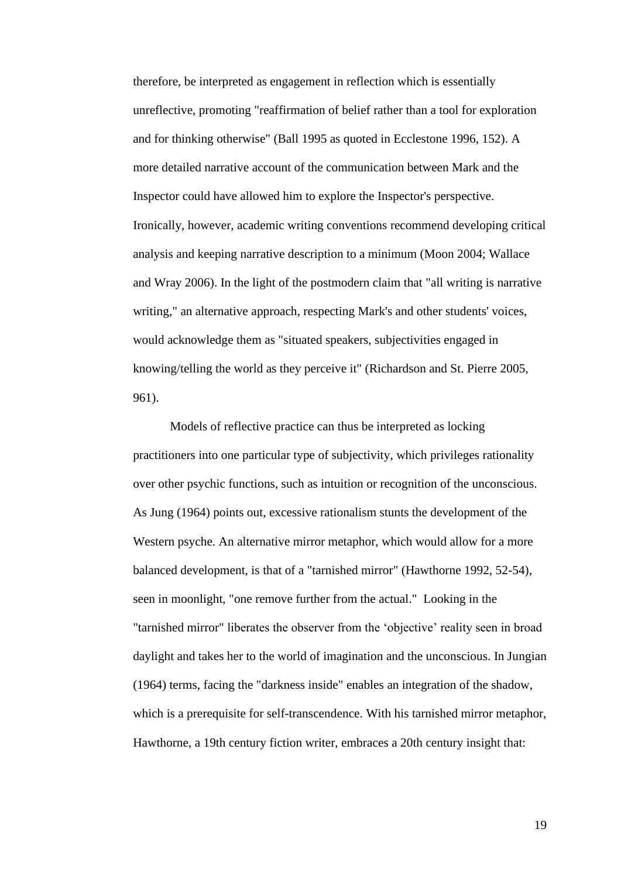therefore, be interpreted as engagement in reflection which is essentially unreflective, promoting "reaffirmation of belief rather than a tool for exploration and for thinking otherwise" (Ball 1995 as quoted in Ecclestone 1996, 152). A more detailed narrative account of the communication between Mark and the Inspector could have allowed him to explore the Inspector's perspective. Ironically, however, academic writing conventions recommend developing critical analysis and keeping narrative description to a minimum (Moon 2004; Wallace and Wray 2006). In the light of the postmodern claim that "all writing is narrative writing," an alternative approach, respecting Mark's and other students' voices, would acknowledge them as "situated speakers, subjectivities engaged in knowing/telling the world as they perceive it" (Richardson and St. Pierre 2005, 961).

Models of reflective practice can thus be interpreted as locking practitioners into one particular type of subjectivity, which privileges rationality over other psychic functions, such as intuition or recognition of the unconscious. As Jung (1964) points out, excessive rationalism stunts the development of the Western psyche. An alternative mirror metaphor, which would allow for a more balanced development, is that of a "tarnished mirror" (Hawthorne 1992, 52-54), seen in moonlight, "one remove further from the actual." Looking in the "tarnished mirror" liberates the observer from the 'objective' reality seen in broad daylight and takes her to the world of imagination and the unconscious. In Jungian (1964) terms, facing the "darkness inside" enables an integration of the shadow, which is a prerequisite for self-transcendence. With his tarnished mirror metaphor, Hawthorne, a 19th century fiction writer, embraces a 20th century insight that: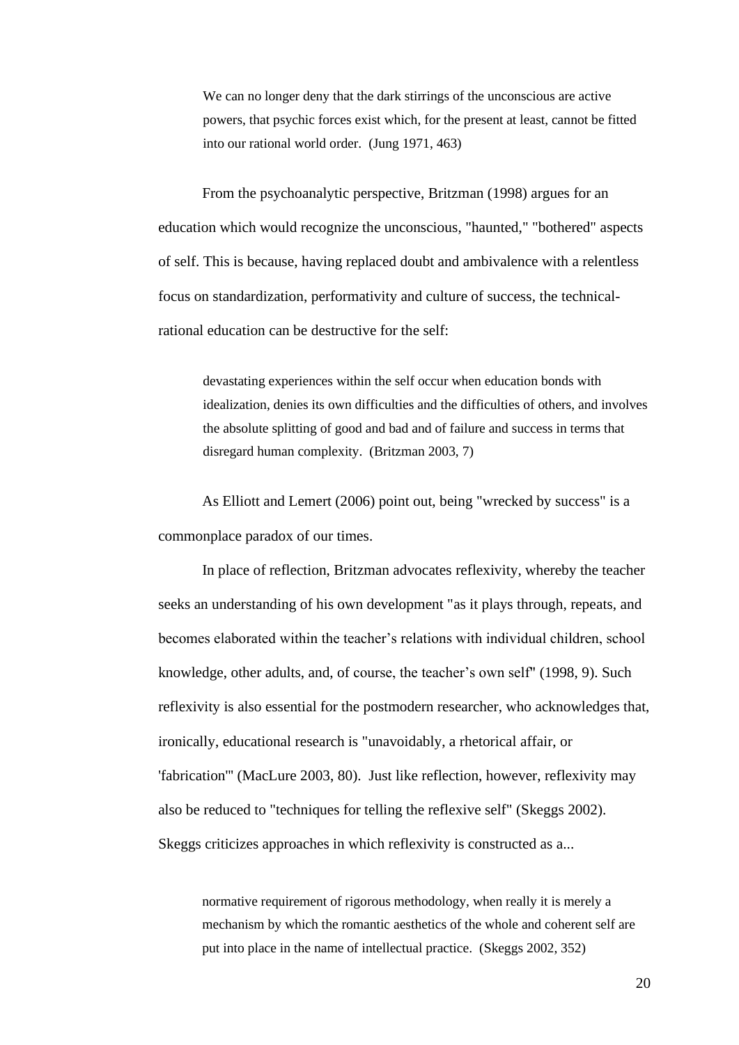> We can no longer deny that the dark stirrings of the unconscious are active powers, that psychic forces exist which, for the present at least, cannot be fitted into our rational world order. (Jung 1971, 463)

From the psychoanalytic perspective, Britzman (1998) argues for an education which would recognize the unconscious, "haunted," "bothered" aspects of self. This is because, having replaced doubt and ambivalence with a relentless focus on standardization, performativity and culture of success, the technical-rational education can be destructive for the self:

> devastating experiences within the self occur when education bonds with idealization, denies its own difficulties and the difficulties of others, and involves the absolute splitting of good and bad and of failure and success in terms that disregard human complexity. (Britzman 2003, 7)

As Elliott and Lemert (2006) point out, being "wrecked by success" is a commonplace paradox of our times.

In place of reflection, Britzman advocates reflexivity, whereby the teacher seeks an understanding of his own development "as it plays through, repeats, and becomes elaborated within the teacher's relations with individual children, school knowledge, other adults, and, of course, the teacher's own self" (1998, 9). Such reflexivity is also essential for the postmodern researcher, who acknowledges that, ironically, educational research is "unavoidably, a rhetorical affair, or 'fabrication'" (MacLure 2003, 80). Just like reflection, however, reflexivity may also be reduced to "techniques for telling the reflexive self" (Skeggs 2002). Skeggs criticizes approaches in which reflexivity is constructed as a...

> normative requirement of rigorous methodology, when really it is merely a mechanism by which the romantic aesthetics of the whole and coherent self are put into place in the name of intellectual practice. (Skeggs 2002, 352)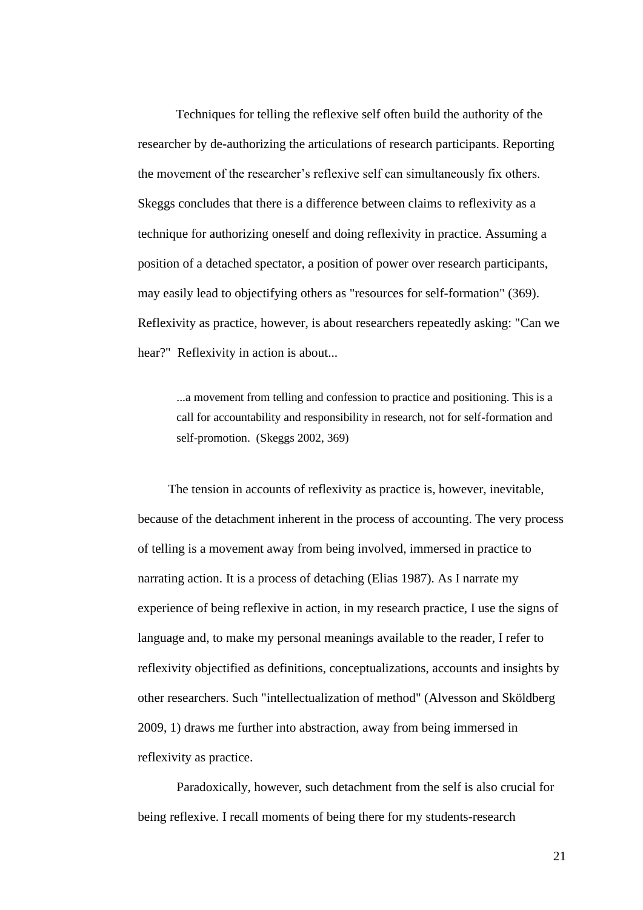Techniques for telling the reflexive self often build the authority of the researcher by de-authorizing the articulations of research participants. Reporting the movement of the researcher's reflexive self can simultaneously fix others. Skeggs concludes that there is a difference between claims to reflexivity as a technique for authorizing oneself and doing reflexivity in practice. Assuming a position of a detached spectator, a position of power over research participants, may easily lead to objectifying others as "resources for self-formation" (369). Reflexivity as practice, however, is about researchers repeatedly asking: "Can we hear?"  Reflexivity in action is about...

> ...a movement from telling and confession to practice and positioning. This is a call for accountability and responsibility in research, not for self-formation and self-promotion.  (Skeggs 2002, 369)

The tension in accounts of reflexivity as practice is, however, inevitable, because of the detachment inherent in the process of accounting. The very process of telling is a movement away from being involved, immersed in practice to narrating action. It is a process of detaching (Elias 1987). As I narrate my experience of being reflexive in action, in my research practice, I use the signs of language and, to make my personal meanings available to the reader, I refer to reflexivity objectified as definitions, conceptualizations, accounts and insights by other researchers. Such "intellectualization of method" (Alvesson and Sköldberg 2009, 1) draws me further into abstraction, away from being immersed in reflexivity as practice.

Paradoxically, however, such detachment from the self is also crucial for being reflexive. I recall moments of being there for my students-research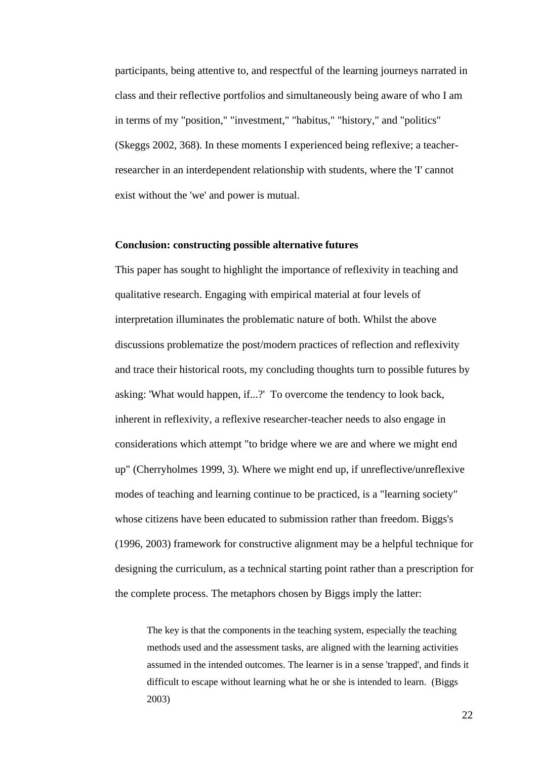participants, being attentive to, and respectful of the learning journeys narrated in class and their reflective portfolios and simultaneously being aware of who I am in terms of my "position," "investment," "habitus," "history," and "politics" (Skeggs 2002, 368). In these moments I experienced being reflexive; a teacher-researcher in an interdependent relationship with students, where the 'I' cannot exist without the 'we' and power is mutual.

**Conclusion: constructing possible alternative futures**

This paper has sought to highlight the importance of reflexivity in teaching and qualitative research. Engaging with empirical material at four levels of interpretation illuminates the problematic nature of both. Whilst the above discussions problematize the post/modern practices of reflection and reflexivity and trace their historical roots, my concluding thoughts turn to possible futures by asking: 'What would happen, if...?' To overcome the tendency to look back, inherent in reflexivity, a reflexive researcher-teacher needs to also engage in considerations which attempt "to bridge where we are and where we might end up" (Cherryholmes 1999, 3). Where we might end up, if unreflective/unreflexive modes of teaching and learning continue to be practiced, is a "learning society" whose citizens have been educated to submission rather than freedom. Biggs's (1996, 2003) framework for constructive alignment may be a helpful technique for designing the curriculum, as a technical starting point rather than a prescription for the complete process. The metaphors chosen by Biggs imply the latter:

> The key is that the components in the teaching system, especially the teaching methods used and the assessment tasks, are aligned with the learning activities assumed in the intended outcomes. The learner is in a sense 'trapped', and finds it difficult to escape without learning what he or she is intended to learn. (Biggs 2003)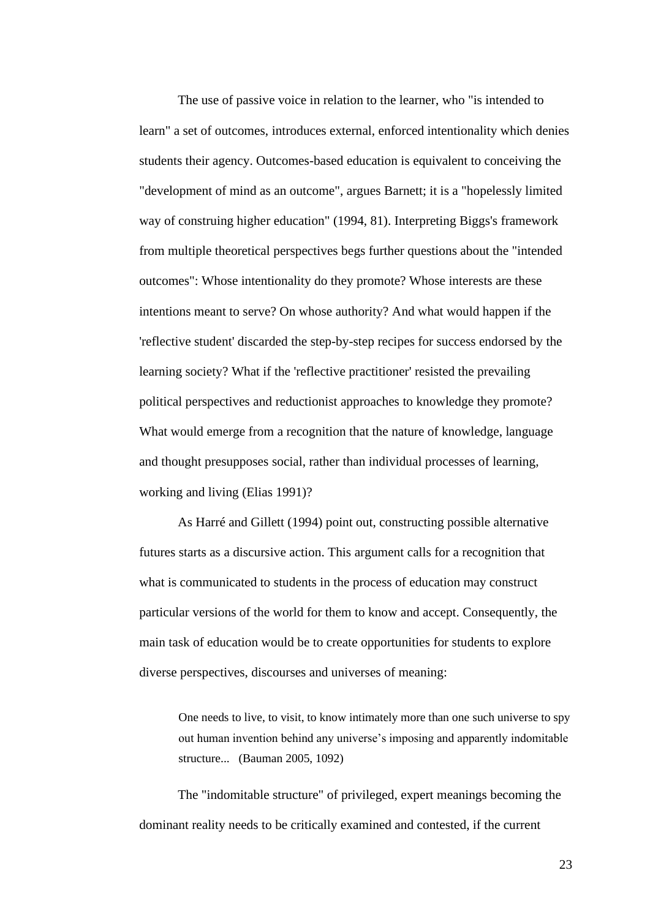The use of passive voice in relation to the learner, who "is intended to learn" a set of outcomes, introduces external, enforced intentionality which denies students their agency. Outcomes-based education is equivalent to conceiving the "development of mind as an outcome", argues Barnett; it is a "hopelessly limited way of construing higher education" (1994, 81). Interpreting Biggs's framework from multiple theoretical perspectives begs further questions about the "intended outcomes": Whose intentionality do they promote? Whose interests are these intentions meant to serve? On whose authority? And what would happen if the 'reflective student' discarded the step-by-step recipes for success endorsed by the learning society? What if the 'reflective practitioner' resisted the prevailing political perspectives and reductionist approaches to knowledge they promote? What would emerge from a recognition that the nature of knowledge, language and thought presupposes social, rather than individual processes of learning, working and living (Elias 1991)?

As Harré and Gillett (1994) point out, constructing possible alternative futures starts as a discursive action. This argument calls for a recognition that what is communicated to students in the process of education may construct particular versions of the world for them to know and accept. Consequently, the main task of education would be to create opportunities for students to explore diverse perspectives, discourses and universes of meaning:

> One needs to live, to visit, to know intimately more than one such universe to spy out human invention behind any universe's imposing and apparently indomitable structure... (Bauman 2005, 1092)

The "indomitable structure" of privileged, expert meanings becoming the dominant reality needs to be critically examined and contested, if the current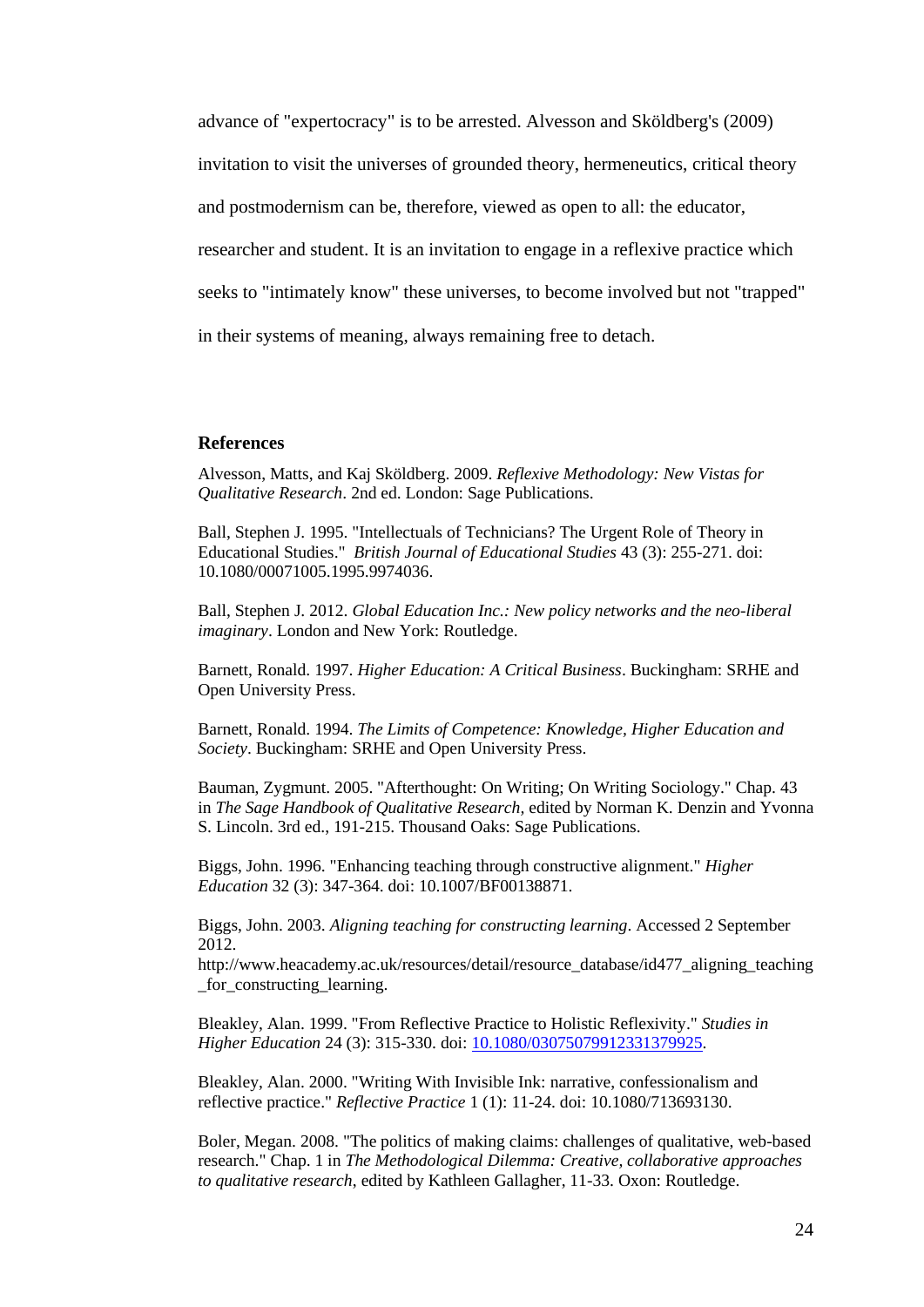advance of "expertocracy" is to be arrested. Alvesson and Sköldberg's (2009) invitation to visit the universes of grounded theory, hermeneutics, critical theory and postmodernism can be, therefore, viewed as open to all: the educator, researcher and student. It is an invitation to engage in a reflexive practice which seeks to "intimately know" these universes, to become involved but not "trapped" in their systems of meaning, always remaining free to detach.

## References

Alvesson, Matts, and Kaj Sköldberg. 2009. *Reflexive Methodology: New Vistas for Qualitative Research*. 2nd ed. London: Sage Publications.

Ball, Stephen J. 1995. "Intellectuals of Technicians? The Urgent Role of Theory in Educational Studies." *British Journal of Educational Studies* 43 (3): 255-271. doi: 10.1080/00071005.1995.9974036.

Ball, Stephen J. 2012. *Global Education Inc.: New policy networks and the neo-liberal imaginary*. London and New York: Routledge.

Barnett, Ronald. 1997. *Higher Education: A Critical Business*. Buckingham: SRHE and Open University Press.

Barnett, Ronald. 1994. *The Limits of Competence: Knowledge, Higher Education and Society*. Buckingham: SRHE and Open University Press.

Bauman, Zygmunt. 2005. "Afterthought: On Writing; On Writing Sociology." Chap. 43 in *The Sage Handbook of Qualitative Research,* edited by Norman K. Denzin and Yvonna S. Lincoln. 3rd ed., 191-215. Thousand Oaks: Sage Publications.

Biggs, John. 1996. "Enhancing teaching through constructive alignment." *Higher Education* 32 (3): 347-364. doi: 10.1007/BF00138871.

Biggs, John. 2003. *Aligning teaching for constructing learning*. Accessed 2 September 2012. http://www.heacademy.ac.uk/resources/detail/resource_database/id477_aligning_teaching_for_constructing_learning.

Bleakley, Alan. 1999. "From Reflective Practice to Holistic Reflexivity." *Studies in Higher Education* 24 (3): 315-330. doi: 10.1080/03075079912331379925.

Bleakley, Alan. 2000. "Writing With Invisible Ink: narrative, confessionalism and reflective practice." *Reflective Practice* 1 (1): 11-24. doi: 10.1080/713693130.

Boler, Megan. 2008. "The politics of making claims: challenges of qualitative, web-based research." Chap. 1 in *The Methodological Dilemma: Creative, collaborative approaches to qualitative research*, edited by Kathleen Gallagher, 11-33. Oxon: Routledge.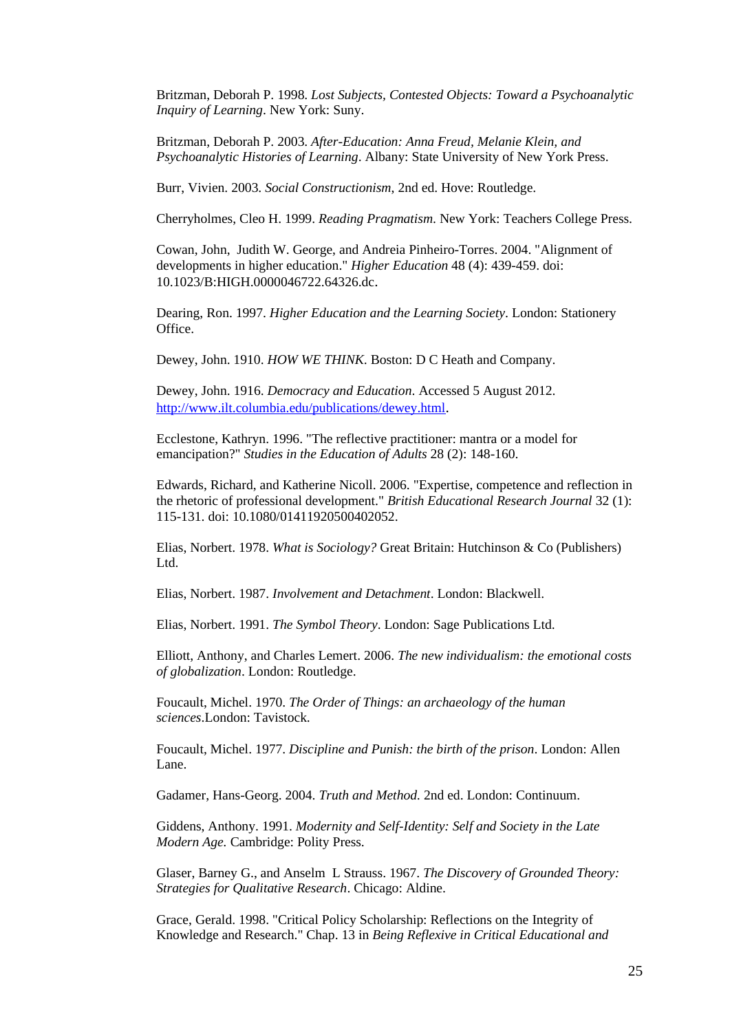Britzman, Deborah P. 1998. *Lost Subjects, Contested Objects: Toward a Psychoanalytic Inquiry of Learning*. New York: Suny.

Britzman, Deborah P. 2003. *After-Education: Anna Freud, Melanie Klein, and Psychoanalytic Histories of Learning*. Albany: State University of New York Press.

Burr, Vivien. 2003. *Social Constructionism*, 2nd ed. Hove: Routledge.

Cherryholmes, Cleo H. 1999. *Reading Pragmatism*. New York: Teachers College Press.

Cowan, John, Judith W. George, and Andreia Pinheiro-Torres. 2004. "Alignment of developments in higher education." *Higher Education* 48 (4): 439-459. doi: 10.1023/B:HIGH.0000046722.64326.dc.

Dearing, Ron. 1997. *Higher Education and the Learning Society*. London: Stationery Office.

Dewey, John. 1910. *HOW WE THINK*. Boston: D C Heath and Company.

Dewey, John. 1916. *Democracy and Education*. Accessed 5 August 2012. http://www.ilt.columbia.edu/publications/dewey.html.

Ecclestone, Kathryn. 1996. "The reflective practitioner: mantra or a model for emancipation?" *Studies in the Education of Adults* 28 (2): 148-160.

Edwards, Richard, and Katherine Nicoll. 2006. "Expertise, competence and reflection in the rhetoric of professional development." *British Educational Research Journal* 32 (1): 115-131. doi: 10.1080/01411920500402052.

Elias, Norbert. 1978. *What is Sociology?* Great Britain: Hutchinson & Co (Publishers) Ltd.

Elias, Norbert. 1987. *Involvement and Detachment*. London: Blackwell.

Elias, Norbert. 1991. *The Symbol Theory*. London: Sage Publications Ltd.

Elliott, Anthony, and Charles Lemert. 2006. *The new individualism: the emotional costs of globalization*. London: Routledge.

Foucault, Michel. 1970. *The Order of Things: an archaeology of the human sciences*.London: Tavistock.

Foucault, Michel. 1977. *Discipline and Punish: the birth of the prison*. London: Allen Lane.

Gadamer, Hans-Georg. 2004. *Truth and Method.* 2nd ed. London: Continuum.

Giddens, Anthony. 1991. *Modernity and Self-Identity: Self and Society in the Late Modern Age.* Cambridge: Polity Press.

Glaser, Barney G., and Anselm L Strauss. 1967. *The Discovery of Grounded Theory: Strategies for Qualitative Research*. Chicago: Aldine.

Grace, Gerald. 1998. "Critical Policy Scholarship: Reflections on the Integrity of Knowledge and Research." Chap. 13 in *Being Reflexive in Critical Educational and*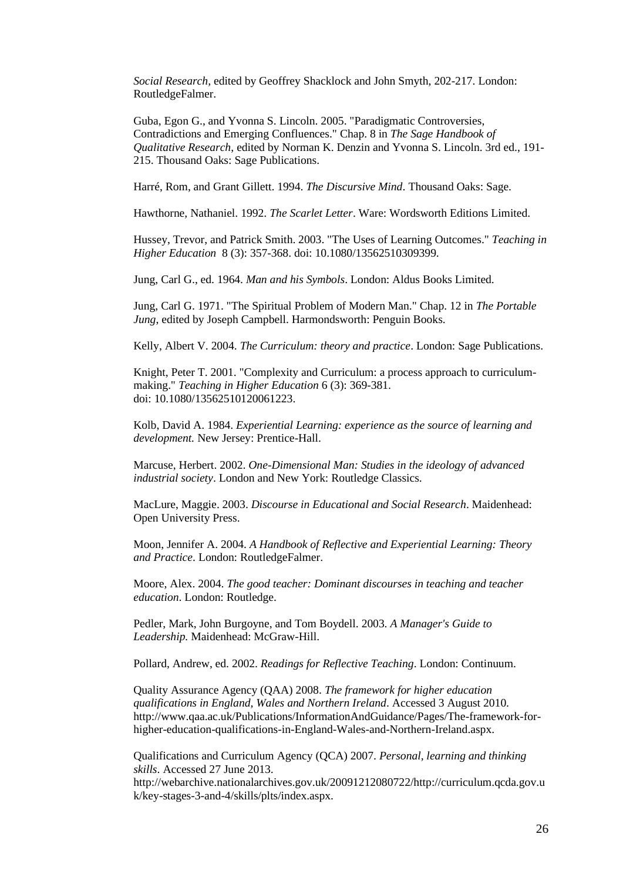*Social Research,* edited by Geoffrey Shacklock and John Smyth, 202-217. London: RoutledgeFalmer.

Guba, Egon G., and Yvonna S. Lincoln. 2005. "Paradigmatic Controversies, Contradictions and Emerging Confluences." Chap. 8 in *The Sage Handbook of Qualitative Research*, edited by Norman K. Denzin and Yvonna S. Lincoln. 3rd ed., 191-215. Thousand Oaks: Sage Publications.

Harré, Rom, and Grant Gillett. 1994. *The Discursive Mind*. Thousand Oaks: Sage.

Hawthorne, Nathaniel. 1992. *The Scarlet Letter*. Ware: Wordsworth Editions Limited.

Hussey, Trevor, and Patrick Smith. 2003. "The Uses of Learning Outcomes." *Teaching in Higher Education* 8 (3): 357-368. doi: 10.1080/13562510309399.

Jung, Carl G., ed. 1964. *Man and his Symbols*. London: Aldus Books Limited.

Jung, Carl G. 1971. "The Spiritual Problem of Modern Man." Chap. 12 in *The Portable Jung*, edited by Joseph Campbell. Harmondsworth: Penguin Books.

Kelly, Albert V. 2004. *The Curriculum: theory and practice*. London: Sage Publications.

Knight, Peter T. 2001. "Complexity and Curriculum: a process approach to curriculum-making." *Teaching in Higher Education* 6 (3): 369-381. doi: 10.1080/13562510120061223.

Kolb, David A. 1984. *Experiential Learning: experience as the source of learning and development.* New Jersey: Prentice-Hall.

Marcuse, Herbert. 2002. *One-Dimensional Man: Studies in the ideology of advanced industrial society*. London and New York: Routledge Classics.

MacLure, Maggie. 2003. *Discourse in Educational and Social Research*. Maidenhead: Open University Press.

Moon, Jennifer A. 2004. *A Handbook of Reflective and Experiential Learning: Theory and Practice*. London: RoutledgeFalmer.

Moore, Alex. 2004. *The good teacher: Dominant discourses in teaching and teacher education*. London: Routledge.

Pedler, Mark, John Burgoyne, and Tom Boydell. 2003. *A Manager's Guide to Leadership.* Maidenhead: McGraw-Hill.

Pollard, Andrew, ed. 2002. *Readings for Reflective Teaching*. London: Continuum.

Quality Assurance Agency (QAA) 2008. *The framework for higher education qualifications in England, Wales and Northern Ireland*. Accessed 3 August 2010. http://www.qaa.ac.uk/Publications/InformationAndGuidance/Pages/The-framework-for-higher-education-qualifications-in-England-Wales-and-Northern-Ireland.aspx.

Qualifications and Curriculum Agency (QCA) 2007. *Personal, learning and thinking skills*. Accessed 27 June 2013. http://webarchive.nationalarchives.gov.uk/20091212080722/http://curriculum.qcda.gov.uk/key-stages-3-and-4/skills/plts/index.aspx.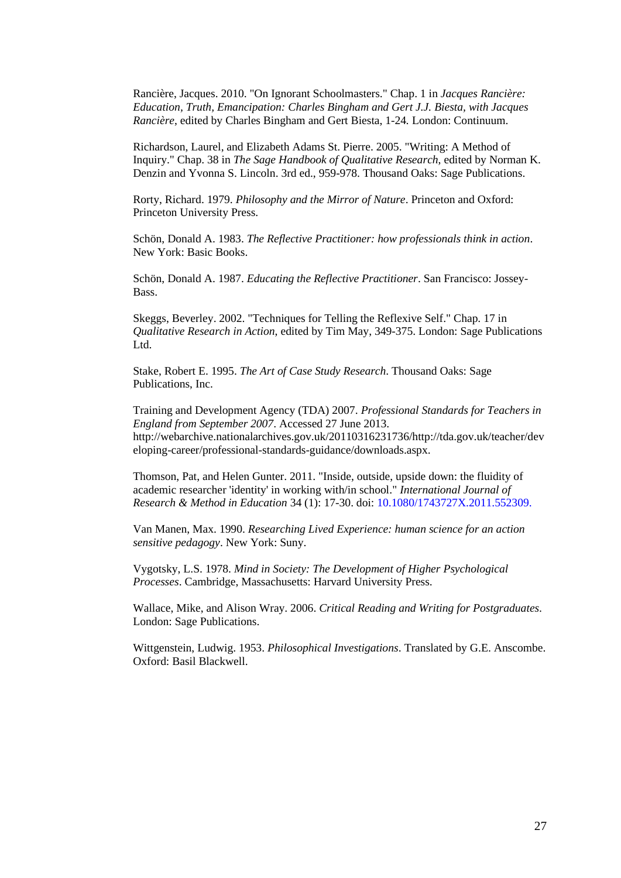Rancière, Jacques. 2010. "On Ignorant Schoolmasters." Chap. 1 in *Jacques Rancière: Education, Truth, Emancipation: Charles Bingham and Gert J.J. Biesta, with Jacques Rancière*, edited by Charles Bingham and Gert Biesta, 1-24. London: Continuum.

Richardson, Laurel, and Elizabeth Adams St. Pierre. 2005. "Writing: A Method of Inquiry." Chap. 38 in *The Sage Handbook of Qualitative Research,* edited by Norman K. Denzin and Yvonna S. Lincoln. 3rd ed., 959-978. Thousand Oaks: Sage Publications.

Rorty, Richard. 1979. *Philosophy and the Mirror of Nature*. Princeton and Oxford: Princeton University Press.

Schön, Donald A. 1983. *The Reflective Practitioner: how professionals think in action*. New York: Basic Books.

Schön, Donald A. 1987. *Educating the Reflective Practitioner*. San Francisco: Jossey-Bass.

Skeggs, Beverley. 2002. "Techniques for Telling the Reflexive Self." Chap. 17 in *Qualitative Research in Action*, edited by Tim May, 349-375. London: Sage Publications Ltd.

Stake, Robert E. 1995. *The Art of Case Study Research*. Thousand Oaks: Sage Publications, Inc.

Training and Development Agency (TDA) 2007. *Professional Standards for Teachers in England from September 2007*. Accessed 27 June 2013. http://webarchive.nationalarchives.gov.uk/20110316231736/http://tda.gov.uk/teacher/developing-career/professional-standards-guidance/downloads.aspx.

Thomson, Pat, and Helen Gunter. 2011. "Inside, outside, upside down: the fluidity of academic researcher 'identity' in working with/in school." *International Journal of Research & Method in Education* 34 (1): 17-30. doi: 10.1080/1743727X.2011.552309.

Van Manen, Max. 1990. *Researching Lived Experience: human science for an action sensitive pedagogy*. New York: Suny.

Vygotsky, L.S. 1978. *Mind in Society: The Development of Higher Psychological Processes*. Cambridge, Massachusetts: Harvard University Press.

Wallace, Mike, and Alison Wray. 2006. *Critical Reading and Writing for Postgraduates*. London: Sage Publications.

Wittgenstein, Ludwig. 1953. *Philosophical Investigations*. Translated by G.E. Anscombe. Oxford: Basil Blackwell.